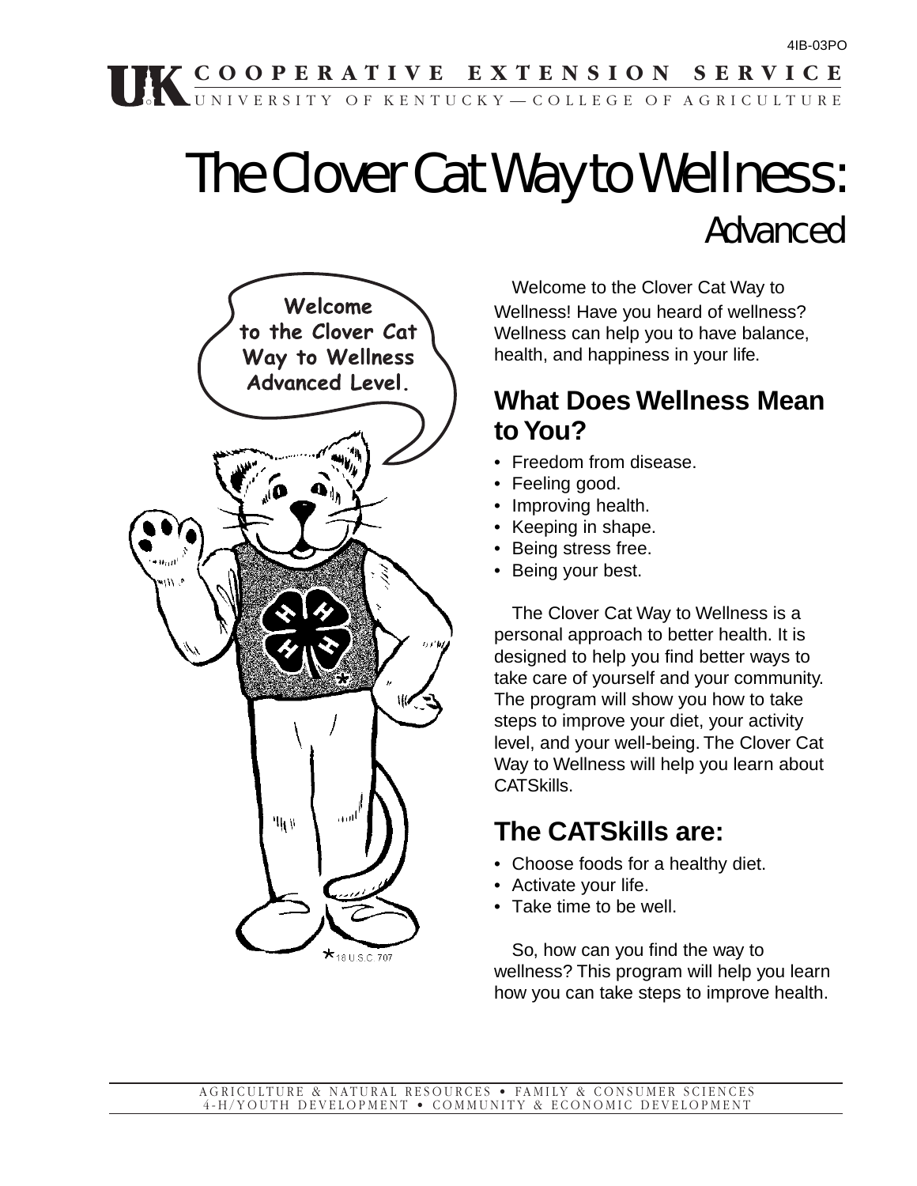4IB-03PO

UK COOPERATIVE EXTENSION SERVICE
UNIVERSITY OF KENTUCKY — COLLEGE OF AGRICULTURE

# The Clover Cat Way to Wellness: Advanced

Welcome to the Clover Cat Way to Wellness Advanced Level.

Welcome to the Clover Cat Way to Wellness! Have you heard of wellness? Wellness can help you to have balance, health, and happiness in your life.

## What Does Wellness Mean to You?

- Freedom from disease.
- Feeling good.
- Improving health.
- Keeping in shape.
- Being stress free.
- Being your best.

The Clover Cat Way to Wellness is a personal approach to better health. It is designed to help you find better ways to take care of yourself and your community. The program will show you how to take steps to improve your diet, your activity level, and your well-being. The Clover Cat Way to Wellness will help you learn about CATSkills.

## The CATSkills are:

- Choose foods for a healthy diet.
- Activate your life.
- Take time to be well.

So, how can you find the way to wellness? This program will help you learn how you can take steps to improve health.

*18 U.S.C. 707

AGRICULTURE & NATURAL RESOURCES • FAMILY & CONSUMER SCIENCES
4-H/YOUTH DEVELOPMENT • COMMUNITY & ECONOMIC DEVELOPMENT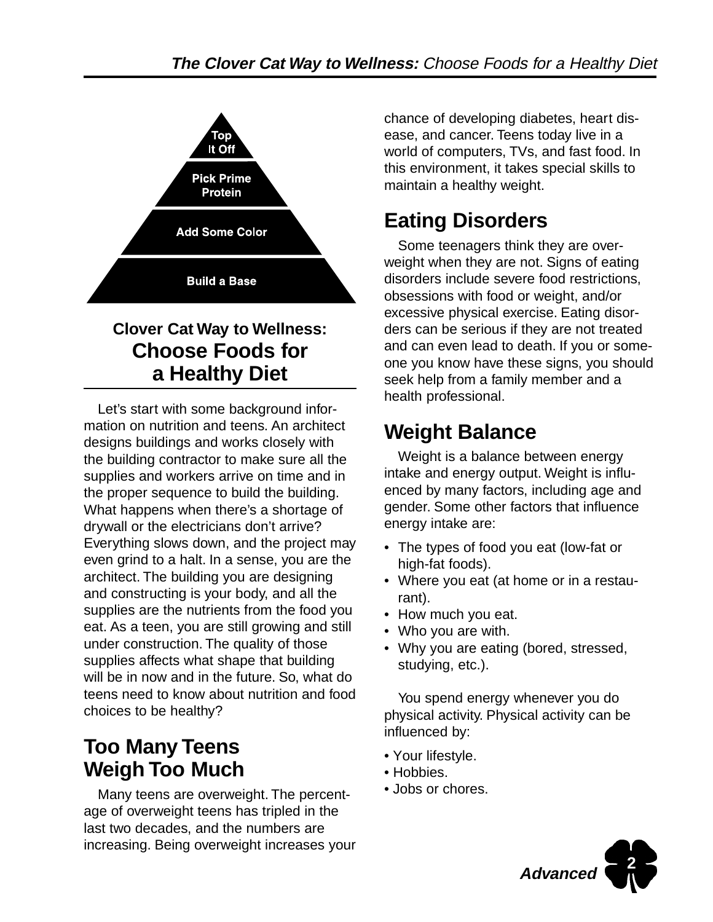Top It Off

Pick Prime Protein

Add Some Color

Build a Base

## Clover Cat Way to Wellness: Choose Foods for a Healthy Diet

Let's start with some background information on nutrition and teens. An architect designs buildings and works closely with the building contractor to make sure all the supplies and workers arrive on time and in the proper sequence to build the building. What happens when there's a shortage of drywall or the electricians don't arrive? Everything slows down, and the project may even grind to a halt. In a sense, you are the architect. The building you are designing and constructing is your body, and all the supplies are the nutrients from the food you eat. As a teen, you are still growing and still under construction. The quality of those supplies affects what shape that building will be in now and in the future. So, what do teens need to know about nutrition and food choices to be healthy?

## Too Many Teens Weigh Too Much

Many teens are overweight. The percentage of overweight teens has tripled in the last two decades, and the numbers are increasing. Being overweight increases your chance of developing diabetes, heart disease, and cancer. Teens today live in a world of computers, TVs, and fast food. In this environment, it takes special skills to maintain a healthy weight.

## Eating Disorders

Some teenagers think they are overweight when they are not. Signs of eating disorders include severe food restrictions, obsessions with food or weight, and/or excessive physical exercise. Eating disorders can be serious if they are not treated and can even lead to death. If you or someone you know have these signs, you should seek help from a family member and a health professional.

## Weight Balance

Weight is a balance between energy intake and energy output. Weight is influenced by many factors, including age and gender. Some other factors that influence energy intake are:

- The types of food you eat (low-fat or high-fat foods).
- Where you eat (at home or in a restaurant).
- How much you eat.
- Who you are with.
- Why you are eating (bored, stressed, studying, etc.).

You spend energy whenever you do physical activity. Physical activity can be influenced by:

- Your lifestyle.
- Hobbies.
- Jobs or chores.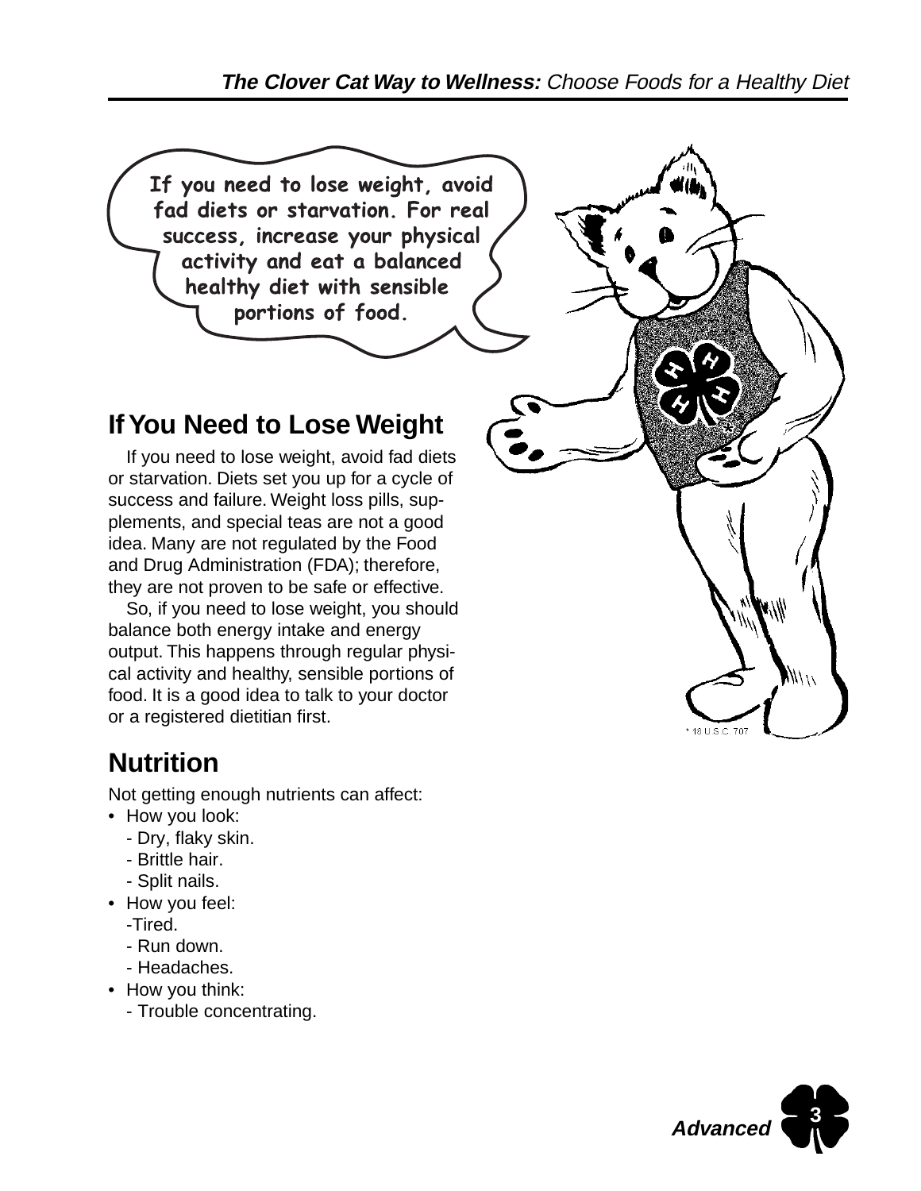If you need to lose weight, avoid fad diets or starvation. For real success, increase your physical activity and eat a balanced healthy diet with sensible portions of food.

## If You Need to Lose Weight

If you need to lose weight, avoid fad diets or starvation. Diets set you up for a cycle of success and failure. Weight loss pills, supplements, and special teas are not a good idea. Many are not regulated by the Food and Drug Administration (FDA); therefore, they are not proven to be safe or effective.

So, if you need to lose weight, you should balance both energy intake and energy output. This happens through regular physical activity and healthy, sensible portions of food. It is a good idea to talk to your doctor or a registered dietitian first.

## Nutrition

Not getting enough nutrients can affect:

- How you look:
  - Dry, flaky skin.
  - Brittle hair.
  - Split nails.
- How you feel:
  - Tired.
  - Run down.
  - Headaches.
- How you think:
  - Trouble concentrating.

* 18 U.S.C. 707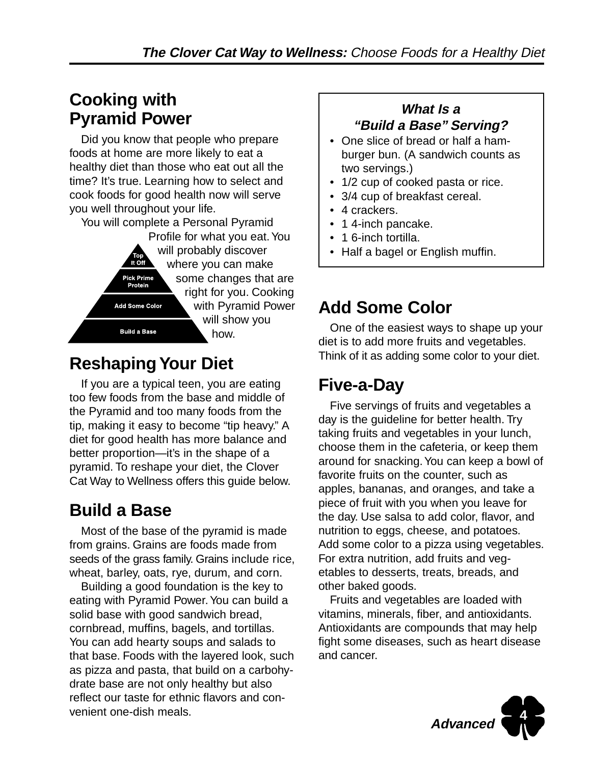## Cooking with Pyramid Power

Did you know that people who prepare foods at home are more likely to eat a healthy diet than those who eat out all the time? It's true. Learning how to select and cook foods for good health now will serve you well throughout your life.

You will complete a Personal Pyramid Profile for what you eat. You will probably discover where you can make some changes that are right for you. Cooking with Pyramid Power will show you how.

Top It Off

Pick Prime Protein

Add Some Color

Build a Base

## Reshaping Your Diet

If you are a typical teen, you are eating too few foods from the base and middle of the Pyramid and too many foods from the tip, making it easy to become "tip heavy." A diet for good health has more balance and better proportion—it's in the shape of a pyramid. To reshape your diet, the Clover Cat Way to Wellness offers this guide below.

## Build a Base

Most of the base of the pyramid is made from grains. Grains are foods made from seeds of the grass family. Grains include rice, wheat, barley, oats, rye, durum, and corn.

Building a good foundation is the key to eating with Pyramid Power. You can build a solid base with good sandwich bread, cornbread, muffins, bagels, and tortillas. You can add hearty soups and salads to that base. Foods with the layered look, such as pizza and pasta, that build on a carbohydrate base are not only healthy but also reflect our taste for ethnic flavors and convenient one-dish meals.

> ***What Is a "Build a Base" Serving?***
>
> - One slice of bread or half a hamburger bun. (A sandwich counts as two servings.)
> - 1/2 cup of cooked pasta or rice.
> - 3/4 cup of breakfast cereal.
> - 4 crackers.
> - 1 4-inch pancake.
> - 1 6-inch tortilla.
> - Half a bagel or English muffin.

## Add Some Color

One of the easiest ways to shape up your diet is to add more fruits and vegetables. Think of it as adding some color to your diet.

## Five-a-Day

Five servings of fruits and vegetables a day is the guideline for better health. Try taking fruits and vegetables in your lunch, choose them in the cafeteria, or keep them around for snacking. You can keep a bowl of favorite fruits on the counter, such as apples, bananas, and oranges, and take a piece of fruit with you when you leave for the day. Use salsa to add color, flavor, and nutrition to eggs, cheese, and potatoes. Add some color to a pizza using vegetables. For extra nutrition, add fruits and vegetables to desserts, treats, breads, and other baked goods.

Fruits and vegetables are loaded with vitamins, minerals, fiber, and antioxidants. Antioxidants are compounds that may help fight some diseases, such as heart disease and cancer.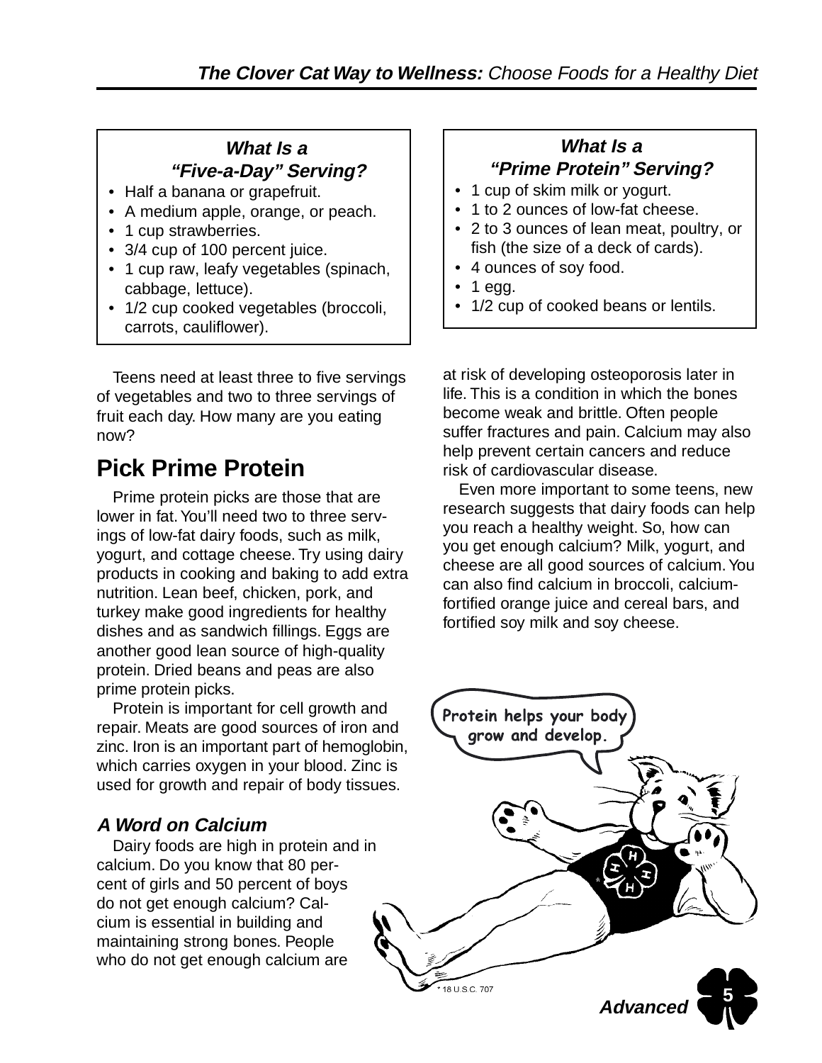### *What Is a "Five-a-Day" Serving?*

- Half a banana or grapefruit.
- A medium apple, orange, or peach.
- 1 cup strawberries.
- 3/4 cup of 100 percent juice.
- 1 cup raw, leafy vegetables (spinach, cabbage, lettuce).
- 1/2 cup cooked vegetables (broccoli, carrots, cauliflower).

### *What Is a "Prime Protein" Serving?*

- 1 cup of skim milk or yogurt.
- 1 to 2 ounces of low-fat cheese.
- 2 to 3 ounces of lean meat, poultry, or fish (the size of a deck of cards).
- 4 ounces of soy food.
- 1 egg.
- 1/2 cup of cooked beans or lentils.

Teens need at least three to five servings of vegetables and two to three servings of fruit each day. How many are you eating now?

## Pick Prime Protein

Prime protein picks are those that are lower in fat. You'll need two to three servings of low-fat dairy foods, such as milk, yogurt, and cottage cheese. Try using dairy products in cooking and baking to add extra nutrition. Lean beef, chicken, pork, and turkey make good ingredients for healthy dishes and as sandwich fillings. Eggs are another good lean source of high-quality protein. Dried beans and peas are also prime protein picks.

Protein is important for cell growth and repair. Meats are good sources of iron and zinc. Iron is an important part of hemoglobin, which carries oxygen in your blood. Zinc is used for growth and repair of body tissues.

### *A Word on Calcium*

Dairy foods are high in protein and in calcium. Do you know that 80 percent of girls and 50 percent of boys do not get enough calcium? Calcium is essential in building and maintaining strong bones. People who do not get enough calcium are at risk of developing osteoporosis later in life. This is a condition in which the bones become weak and brittle. Often people suffer fractures and pain. Calcium may also help prevent certain cancers and reduce risk of cardiovascular disease.

Even more important to some teens, new research suggests that dairy foods can help you reach a healthy weight. So, how can you get enough calcium? Milk, yogurt, and cheese are all good sources of calcium. You can also find calcium in broccoli, calcium-fortified orange juice and cereal bars, and fortified soy milk and soy cheese.

Protein helps your body grow and develop.

* 18 U.S.C. 707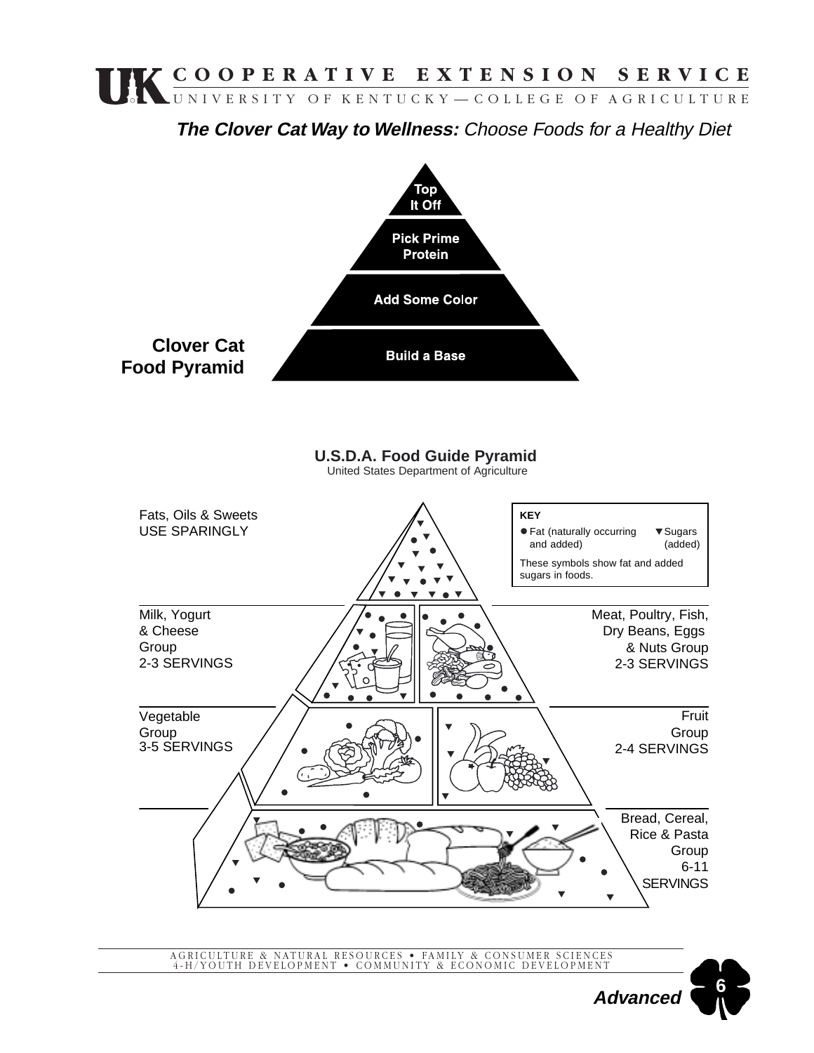# COOPERATIVE EXTENSION SERVICE

UNIVERSITY OF KENTUCKY — COLLEGE OF AGRICULTURE

## ***The Clover Cat Way to Wellness:*** *Choose Foods for a Healthy Diet*

**Clover Cat Food Pyramid**

- **Top It Off**
- **Pick Prime Protein**
- **Add Some Color**
- **Build a Base**

**U.S.D.A. Food Guide Pyramid**

United States Department of Agriculture

**KEY**

● Fat (naturally occurring and added)

▼ Sugars (added)

These symbols show fat and added sugars in foods.

Fats, Oils & Sweets
USE SPARINGLY

Milk, Yogurt & Cheese Group
2-3 SERVINGS

Meat, Poultry, Fish, Dry Beans, Eggs & Nuts Group
2-3 SERVINGS

Vegetable Group
3-5 SERVINGS

Fruit Group
2-4 SERVINGS

Bread, Cereal, Rice & Pasta Group
6-11 SERVINGS

AGRICULTURE & NATURAL RESOURCES • FAMILY & CONSUMER SCIENCES
4-H/YOUTH DEVELOPMENT • COMMUNITY & ECONOMIC DEVELOPMENT

*Advanced*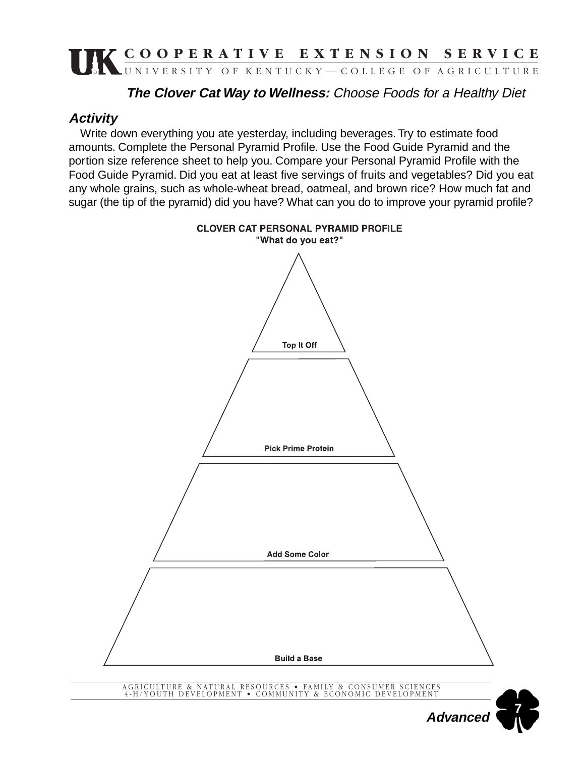**The Clover Cat Way to Wellness:** *Choose Foods for a Healthy Diet*

### Activity

Write down everything you ate yesterday, including beverages. Try to estimate food amounts. Complete the Personal Pyramid Profile. Use the Food Guide Pyramid and the portion size reference sheet to help you. Compare your Personal Pyramid Profile with the Food Guide Pyramid. Did you eat at least five servings of fruits and vegetables? Did you eat any whole grains, such as whole-wheat bread, oatmeal, and brown rice? How much fat and sugar (the tip of the pyramid) did you have? What can you do to improve your pyramid profile?

**CLOVER CAT PERSONAL PYRAMID PROFILE**
**"What do you eat?"**

**Top It Off**

**Pick Prime Protein**

**Add Some Color**

**Build a Base**

***Advanced***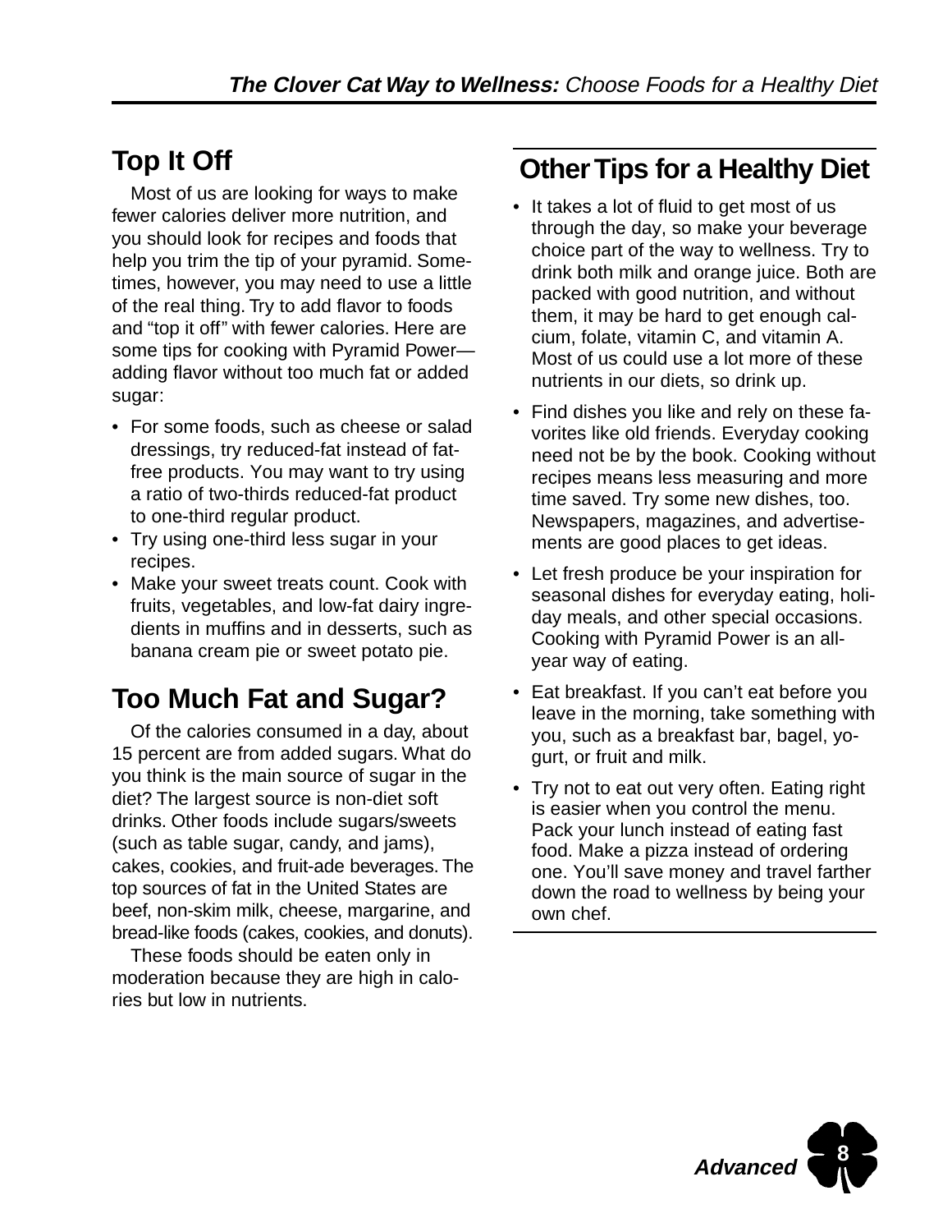## Top It Off

Most of us are looking for ways to make fewer calories deliver more nutrition, and you should look for recipes and foods that help you trim the tip of your pyramid. Sometimes, however, you may need to use a little of the real thing. Try to add flavor to foods and "top it off" with fewer calories. Here are some tips for cooking with Pyramid Power—adding flavor without too much fat or added sugar:

- For some foods, such as cheese or salad dressings, try reduced-fat instead of fat-free products. You may want to try using a ratio of two-thirds reduced-fat product to one-third regular product.
- Try using one-third less sugar in your recipes.
- Make your sweet treats count. Cook with fruits, vegetables, and low-fat dairy ingredients in muffins and in desserts, such as banana cream pie or sweet potato pie.

## Too Much Fat and Sugar?

Of the calories consumed in a day, about 15 percent are from added sugars. What do you think is the main source of sugar in the diet? The largest source is non-diet soft drinks. Other foods include sugars/sweets (such as table sugar, candy, and jams), cakes, cookies, and fruit-ade beverages. The top sources of fat in the United States are beef, non-skim milk, cheese, margarine, and bread-like foods (cakes, cookies, and donuts).

These foods should be eaten only in moderation because they are high in calories but low in nutrients.

## Other Tips for a Healthy Diet

- It takes a lot of fluid to get most of us through the day, so make your beverage choice part of the way to wellness. Try to drink both milk and orange juice. Both are packed with good nutrition, and without them, it may be hard to get enough calcium, folate, vitamin C, and vitamin A. Most of us could use a lot more of these nutrients in our diets, so drink up.
- Find dishes you like and rely on these favorites like old friends. Everyday cooking need not be by the book. Cooking without recipes means less measuring and more time saved. Try some new dishes, too. Newspapers, magazines, and advertisements are good places to get ideas.
- Let fresh produce be your inspiration for seasonal dishes for everyday eating, holiday meals, and other special occasions. Cooking with Pyramid Power is an all-year way of eating.
- Eat breakfast. If you can't eat before you leave in the morning, take something with you, such as a breakfast bar, bagel, yogurt, or fruit and milk.
- Try not to eat out very often. Eating right is easier when you control the menu. Pack your lunch instead of eating fast food. Make a pizza instead of ordering one. You'll save money and travel farther down the road to wellness by being your own chef.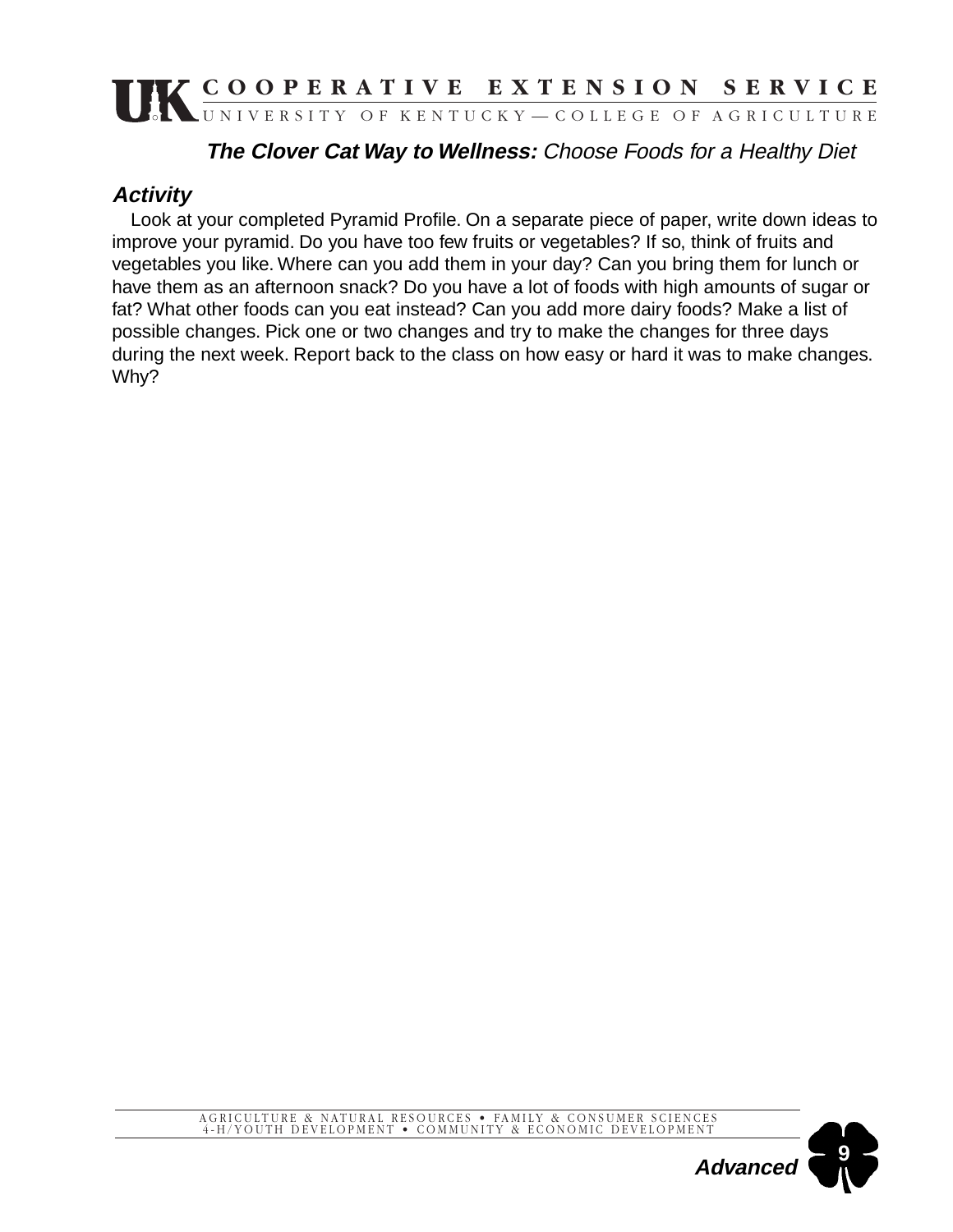***The Clover Cat Way to Wellness:*** *Choose Foods for a Healthy Diet*

### *Activity*

Look at your completed Pyramid Profile. On a separate piece of paper, write down ideas to improve your pyramid. Do you have too few fruits or vegetables? If so, think of fruits and vegetables you like. Where can you add them in your day? Can you bring them for lunch or have them as an afternoon snack? Do you have a lot of foods with high amounts of sugar or fat? What other foods can you eat instead? Can you add more dairy foods? Make a list of possible changes. Pick one or two changes and try to make the changes for three days during the next week. Report back to the class on how easy or hard it was to make changes. Why?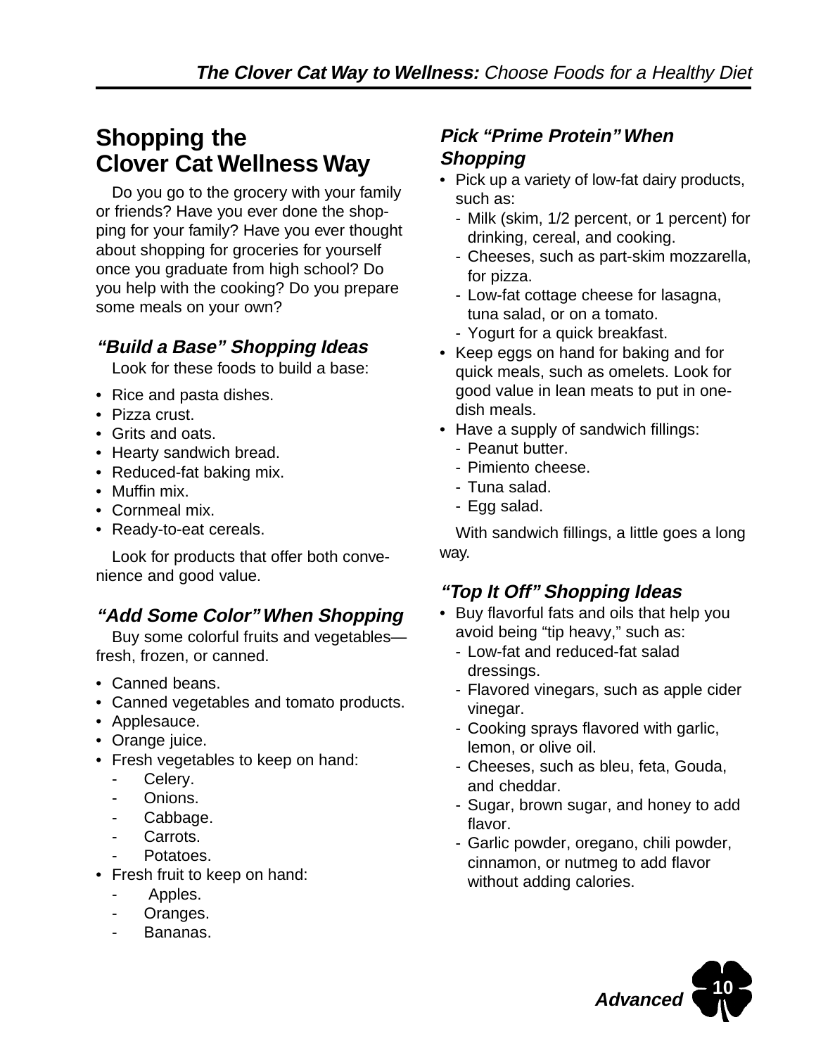## Shopping the Clover Cat Wellness Way

Do you go to the grocery with your family or friends? Have you ever done the shopping for your family? Have you ever thought about shopping for groceries for yourself once you graduate from high school? Do you help with the cooking? Do you prepare some meals on your own?

### *"Build a Base" Shopping Ideas*

Look for these foods to build a base:

- Rice and pasta dishes.
- Pizza crust.
- Grits and oats.
- Hearty sandwich bread.
- Reduced-fat baking mix.
- Muffin mix.
- Cornmeal mix.
- Ready-to-eat cereals.

Look for products that offer both convenience and good value.

### *"Add Some Color" When Shopping*

Buy some colorful fruits and vegetables—fresh, frozen, or canned.

- Canned beans.
- Canned vegetables and tomato products.
- Applesauce.
- Orange juice.
- Fresh vegetables to keep on hand:
  - Celery.
  - Onions.
  - Cabbage.
  - Carrots.
  - Potatoes.
- Fresh fruit to keep on hand:
  - Apples.
  - Oranges.
  - Bananas.

### *Pick "Prime Protein" When Shopping*

- Pick up a variety of low-fat dairy products, such as:
  - Milk (skim, 1/2 percent, or 1 percent) for drinking, cereal, and cooking.
  - Cheeses, such as part-skim mozzarella, for pizza.
  - Low-fat cottage cheese for lasagna, tuna salad, or on a tomato.
  - Yogurt for a quick breakfast.
- Keep eggs on hand for baking and for quick meals, such as omelets. Look for good value in lean meats to put in one-dish meals.
- Have a supply of sandwich fillings:
  - Peanut butter.
  - Pimiento cheese.
  - Tuna salad.
  - Egg salad.

With sandwich fillings, a little goes a long way.

### *"Top It Off" Shopping Ideas*

- Buy flavorful fats and oils that help you avoid being "tip heavy," such as:
  - Low-fat and reduced-fat salad dressings.
  - Flavored vinegars, such as apple cider vinegar.
  - Cooking sprays flavored with garlic, lemon, or olive oil.
  - Cheeses, such as bleu, feta, Gouda, and cheddar.
  - Sugar, brown sugar, and honey to add flavor.
  - Garlic powder, oregano, chili powder, cinnamon, or nutmeg to add flavor without adding calories.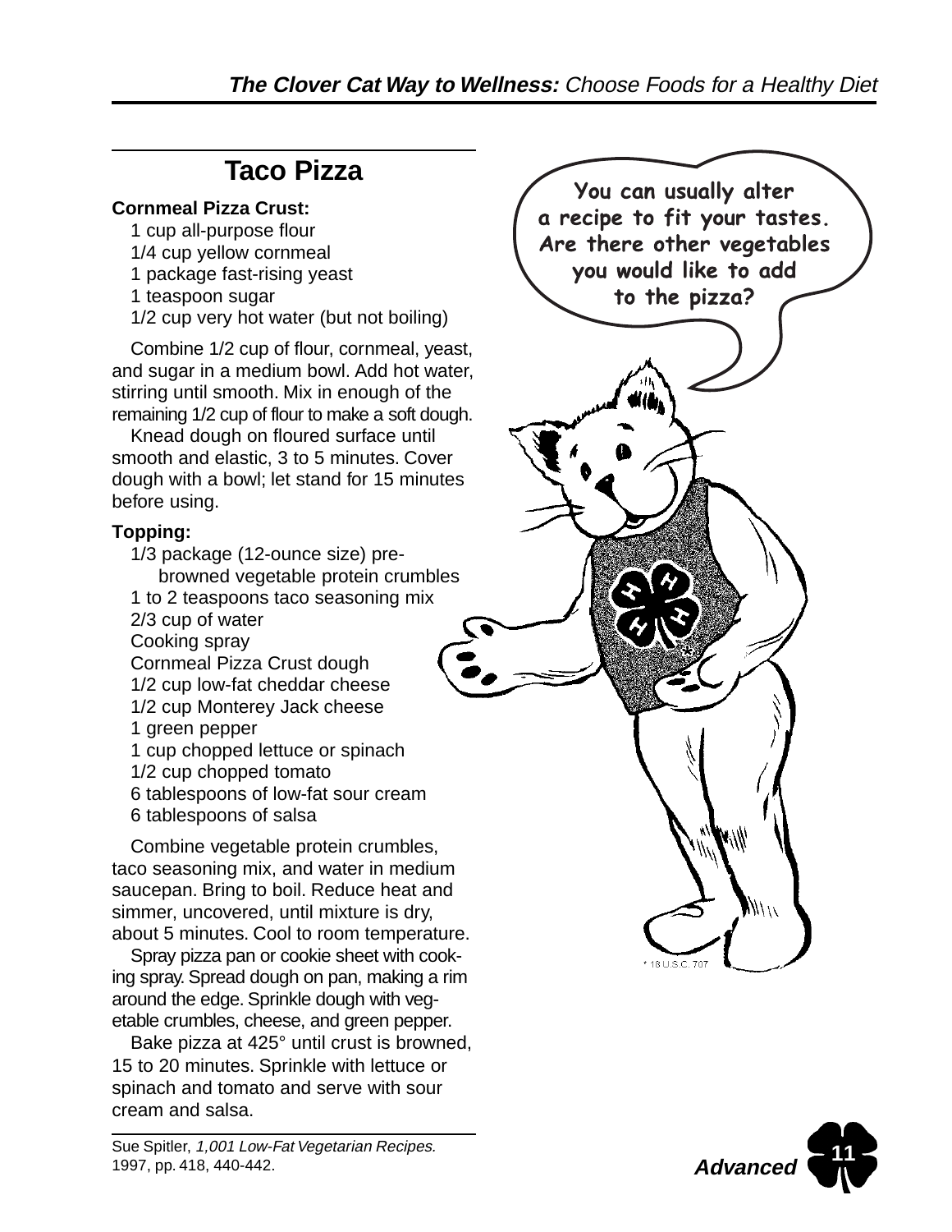## Taco Pizza

**Cornmeal Pizza Crust:**

1 cup all-purpose flour
1/4 cup yellow cornmeal
1 package fast-rising yeast
1 teaspoon sugar
1/2 cup very hot water (but not boiling)

Combine 1/2 cup of flour, cornmeal, yeast, and sugar in a medium bowl. Add hot water, stirring until smooth. Mix in enough of the remaining 1/2 cup of flour to make a soft dough.

Knead dough on floured surface until smooth and elastic, 3 to 5 minutes. Cover dough with a bowl; let stand for 15 minutes before using.

**Topping:**

1/3 package (12-ounce size) pre-browned vegetable protein crumbles
1 to 2 teaspoons taco seasoning mix
2/3 cup of water
Cooking spray
Cornmeal Pizza Crust dough
1/2 cup low-fat cheddar cheese
1/2 cup Monterey Jack cheese
1 green pepper
1 cup chopped lettuce or spinach
1/2 cup chopped tomato
6 tablespoons of low-fat sour cream
6 tablespoons of salsa

Combine vegetable protein crumbles, taco seasoning mix, and water in medium saucepan. Bring to boil. Reduce heat and simmer, uncovered, until mixture is dry, about 5 minutes. Cool to room temperature.

Spray pizza pan or cookie sheet with cooking spray. Spread dough on pan, making a rim around the edge. Sprinkle dough with vegetable crumbles, cheese, and green pepper.

Bake pizza at 425° until crust is browned, 15 to 20 minutes. Sprinkle with lettuce or spinach and tomato and serve with sour cream and salsa.

Sue Spitler, *1,001 Low-Fat Vegetarian Recipes.* 1997, pp. 418, 440-442.

You can usually alter a recipe to fit your tastes. Are there other vegetables you would like to add to the pizza?

* 18 U.S.C. 707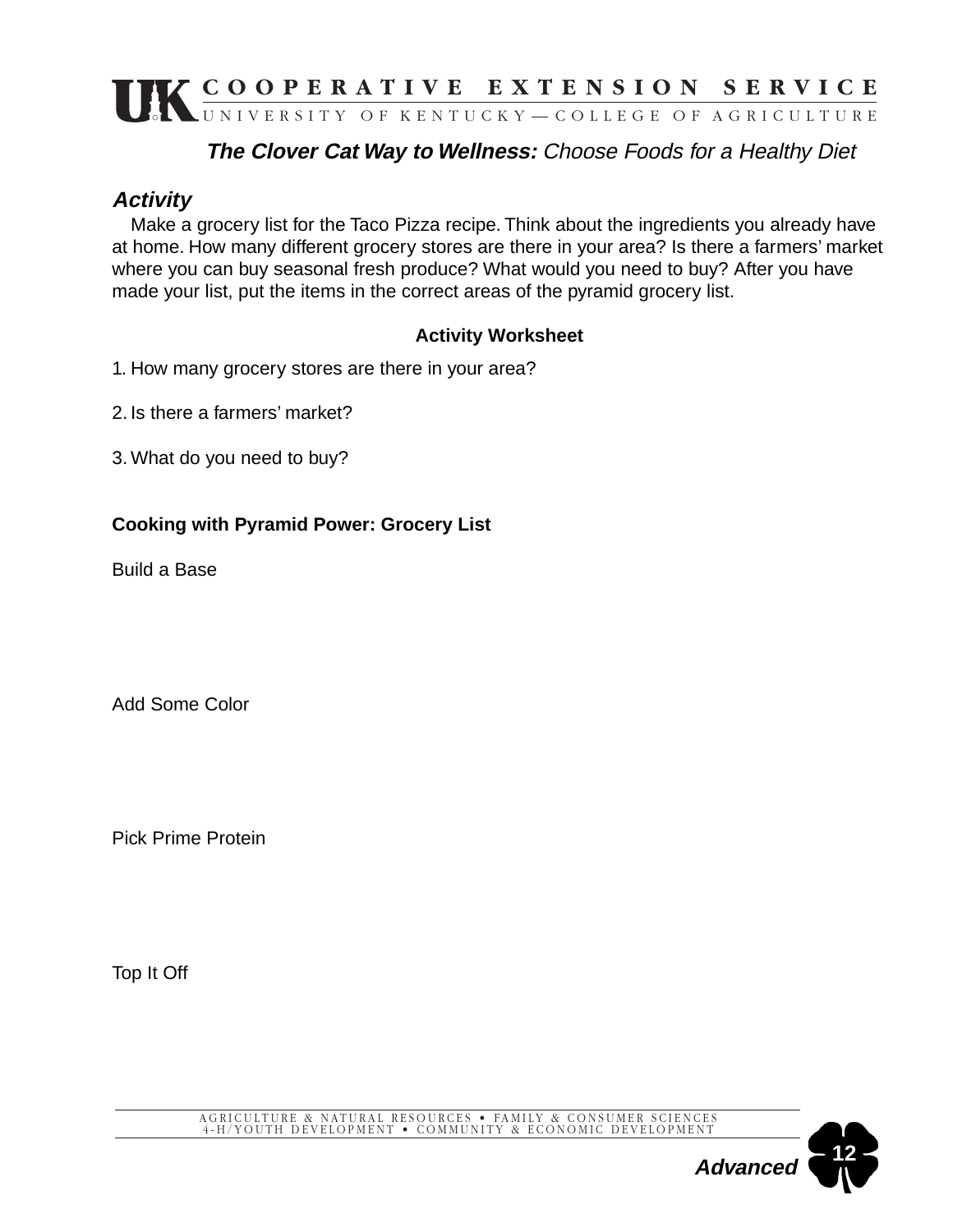# The Clover Cat Way to Wellness: *Choose Foods for a Healthy Diet*

## *Activity*

Make a grocery list for the Taco Pizza recipe. Think about the ingredients you already have at home. How many different grocery stores are there in your area? Is there a farmers' market where you can buy seasonal fresh produce? What would you need to buy? After you have made your list, put the items in the correct areas of the pyramid grocery list.

### Activity Worksheet

1. How many grocery stores are there in your area?

2. Is there a farmers' market?

3. What do you need to buy?

### Cooking with Pyramid Power: Grocery List

Build a Base

Add Some Color

Pick Prime Protein

Top It Off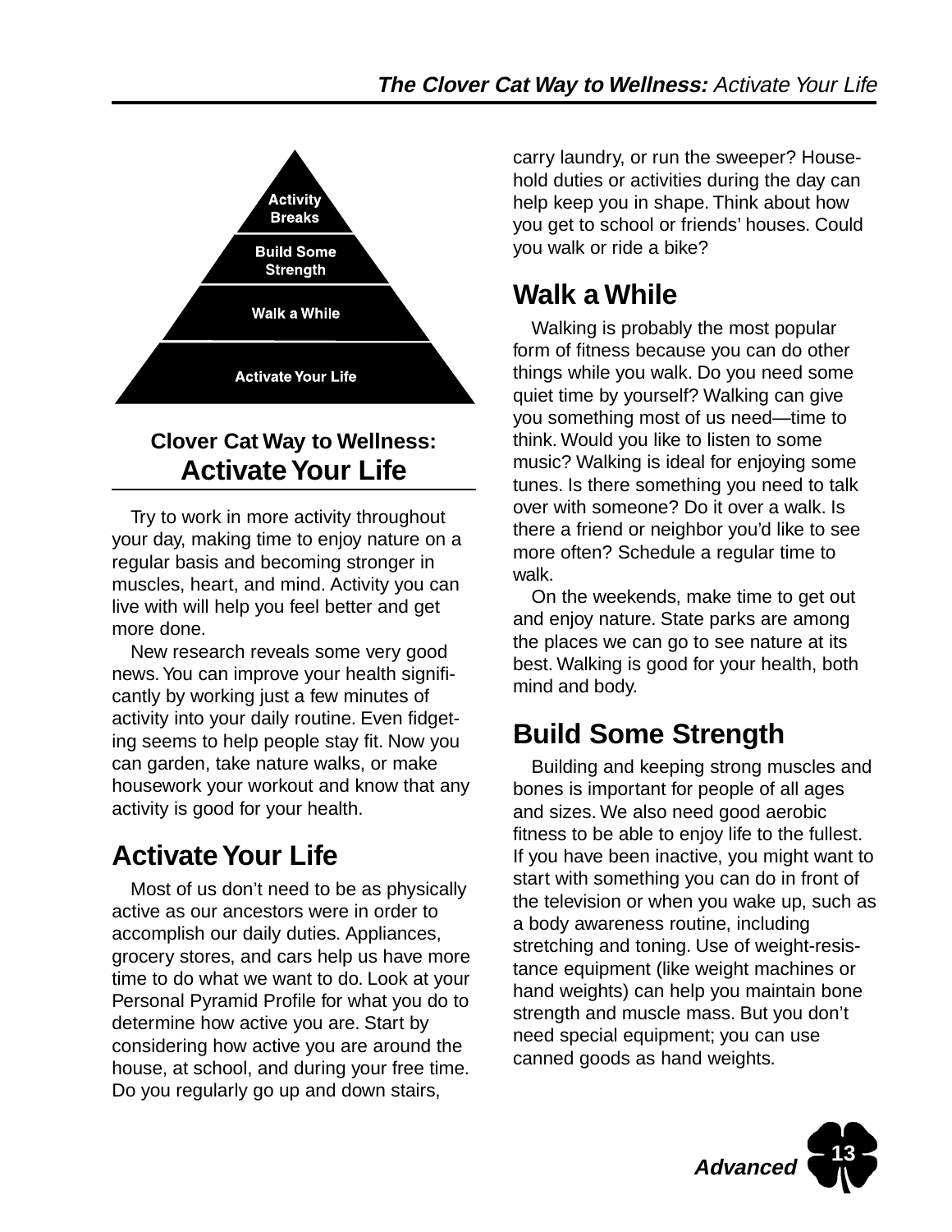Activity Breaks

Build Some Strength

Walk a While

Activate Your Life

## Clover Cat Way to Wellness: Activate Your Life

Try to work in more activity throughout your day, making time to enjoy nature on a regular basis and becoming stronger in muscles, heart, and mind. Activity you can live with will help you feel better and get more done.

New research reveals some very good news. You can improve your health significantly by working just a few minutes of activity into your daily routine. Even fidgeting seems to help people stay fit. Now you can garden, take nature walks, or make housework your workout and know that any activity is good for your health.

## Activate Your Life

Most of us don't need to be as physically active as our ancestors were in order to accomplish our daily duties. Appliances, grocery stores, and cars help us have more time to do what we want to do. Look at your Personal Pyramid Profile for what you do to determine how active you are. Start by considering how active you are around the house, at school, and during your free time. Do you regularly go up and down stairs, carry laundry, or run the sweeper? Household duties or activities during the day can help keep you in shape. Think about how you get to school or friends' houses. Could you walk or ride a bike?

## Walk a While

Walking is probably the most popular form of fitness because you can do other things while you walk. Do you need some quiet time by yourself? Walking can give you something most of us need—time to think. Would you like to listen to some music? Walking is ideal for enjoying some tunes. Is there something you need to talk over with someone? Do it over a walk. Is there a friend or neighbor you'd like to see more often? Schedule a regular time to walk.

On the weekends, make time to get out and enjoy nature. State parks are among the places we can go to see nature at its best. Walking is good for your health, both mind and body.

## Build Some Strength

Building and keeping strong muscles and bones is important for people of all ages and sizes. We also need good aerobic fitness to be able to enjoy life to the fullest. If you have been inactive, you might want to start with something you can do in front of the television or when you wake up, such as a body awareness routine, including stretching and toning. Use of weight-resistance equipment (like weight machines or hand weights) can help you maintain bone strength and muscle mass. But you don't need special equipment; you can use canned goods as hand weights.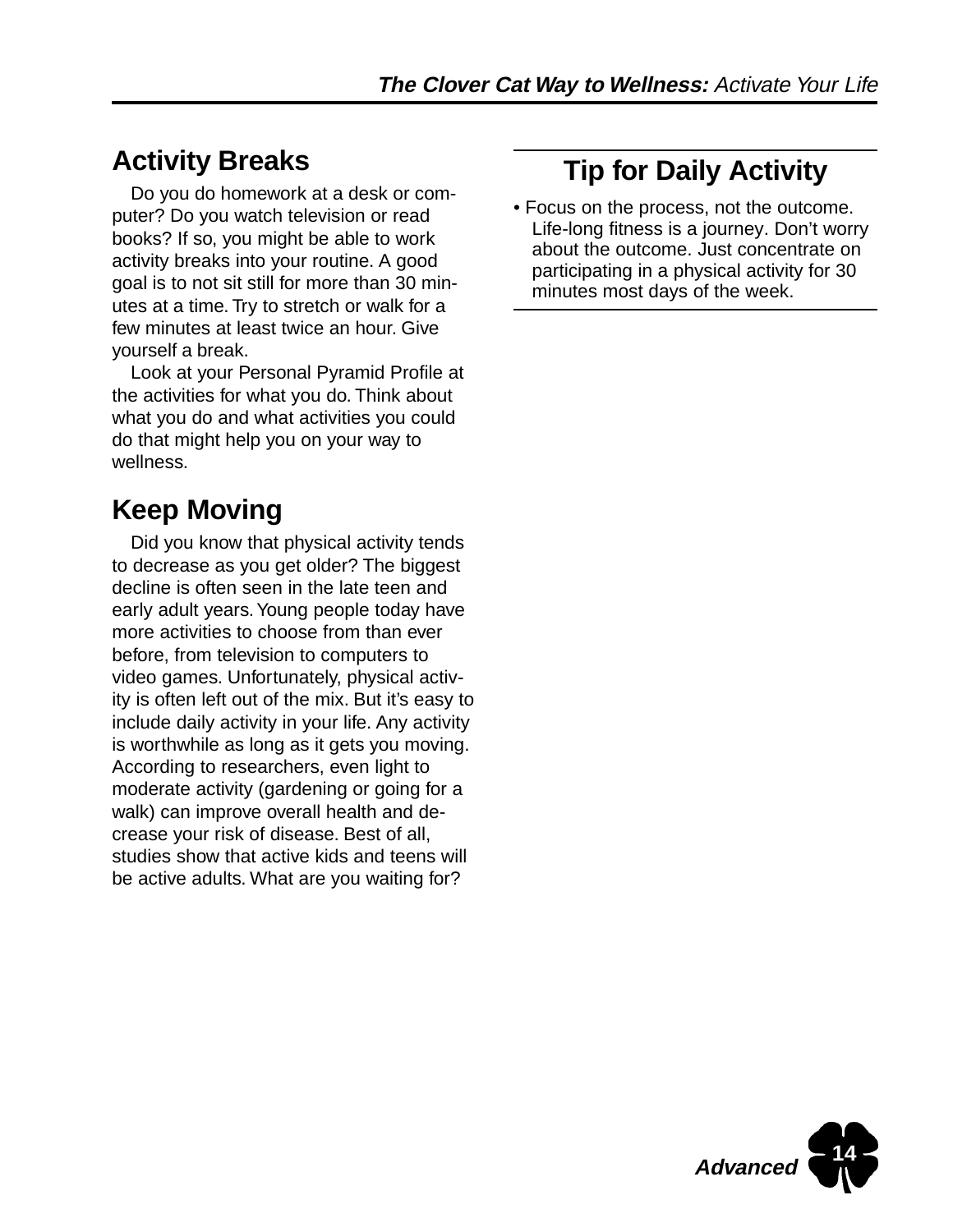## Activity Breaks

Do you do homework at a desk or computer? Do you watch television or read books? If so, you might be able to work activity breaks into your routine. A good goal is to not sit still for more than 30 minutes at a time. Try to stretch or walk for a few minutes at least twice an hour. Give yourself a break.

Look at your Personal Pyramid Profile at the activities for what you do. Think about what you do and what activities you could do that might help you on your way to wellness.

## Keep Moving

Did you know that physical activity tends to decrease as you get older? The biggest decline is often seen in the late teen and early adult years. Young people today have more activities to choose from than ever before, from television to computers to video games. Unfortunately, physical activity is often left out of the mix. But it's easy to include daily activity in your life. Any activity is worthwhile as long as it gets you moving. According to researchers, even light to moderate activity (gardening or going for a walk) can improve overall health and decrease your risk of disease. Best of all, studies show that active kids and teens will be active adults. What are you waiting for?

## Tip for Daily Activity

- Focus on the process, not the outcome. Life-long fitness is a journey. Don't worry about the outcome. Just concentrate on participating in a physical activity for 30 minutes most days of the week.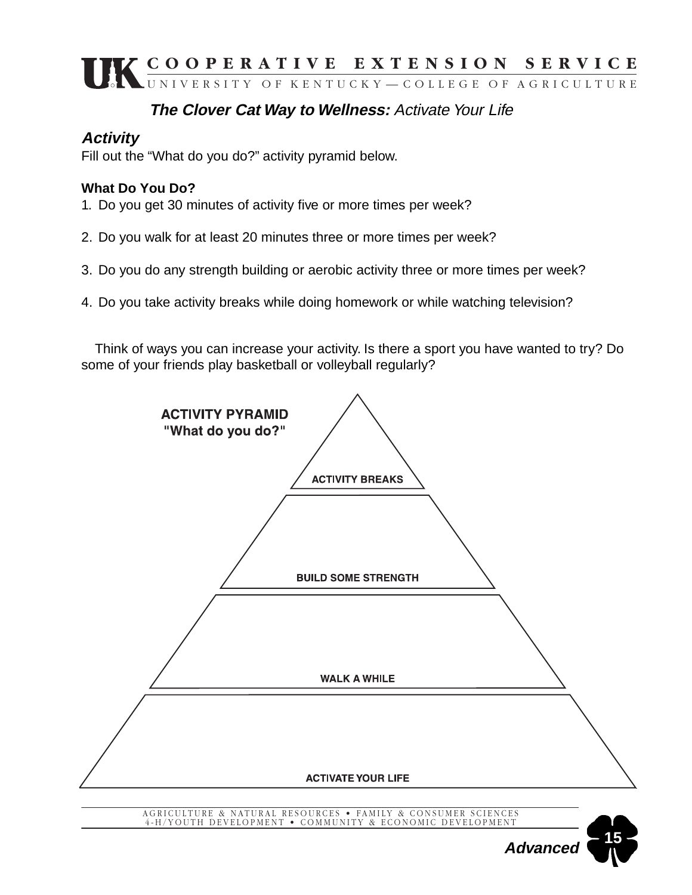### ***The Clover Cat Way to Wellness:*** *Activate Your Life*

#### *Activity*

Fill out the "What do you do?" activity pyramid below.

**What Do You Do?**

1. Do you get 30 minutes of activity five or more times per week?
2. Do you walk for at least 20 minutes three or more times per week?
3. Do you do any strength building or aerobic activity three or more times per week?
4. Do you take activity breaks while doing homework or while watching television?

Think of ways you can increase your activity. Is there a sport you have wanted to try? Do some of your friends play basketball or volleyball regularly?

**ACTIVITY PYRAMID**
**"What do you do?"**

**ACTIVITY BREAKS**

**BUILD SOME STRENGTH**

**WALK A WHILE**

**ACTIVATE YOUR LIFE**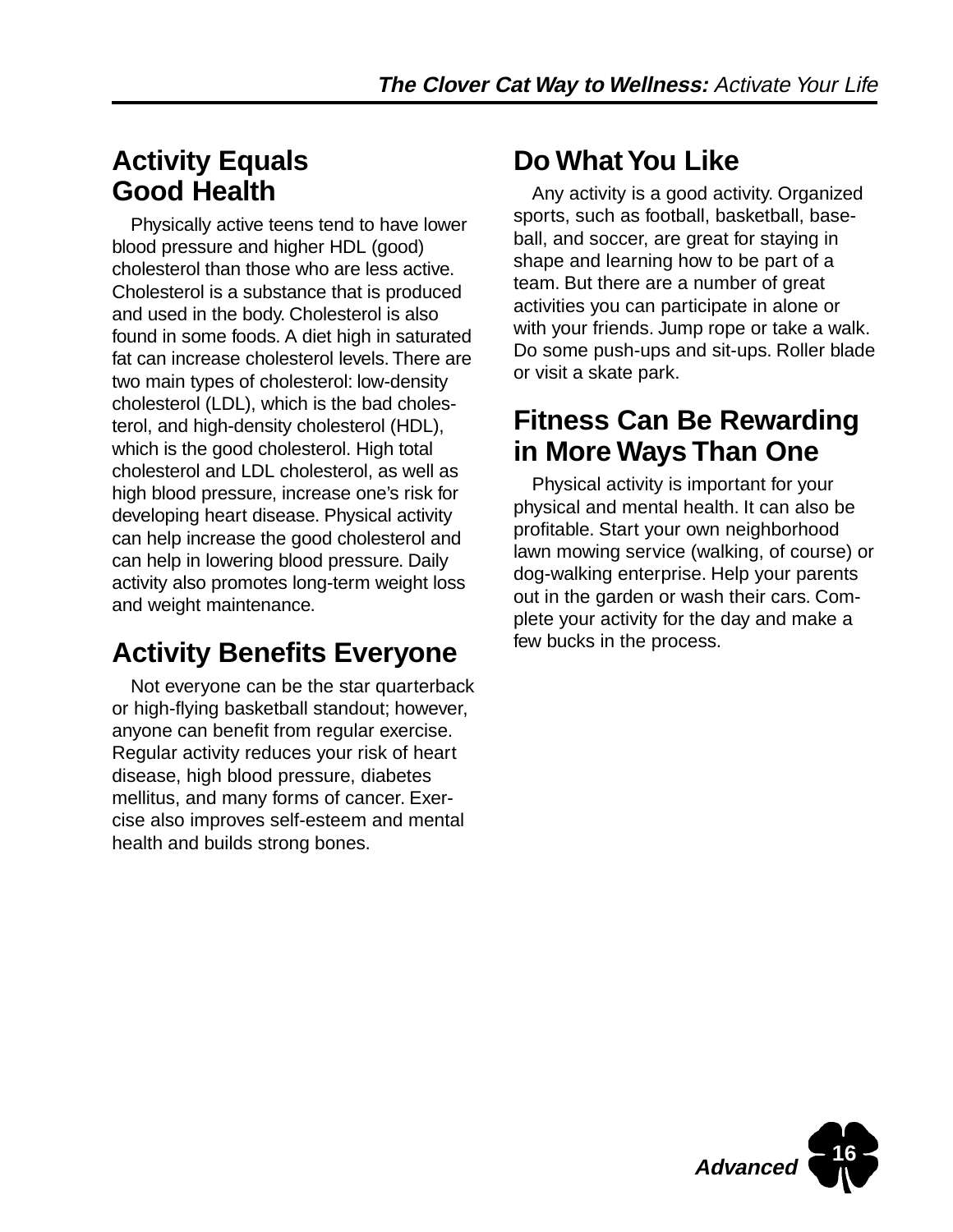## Activity Equals Good Health

Physically active teens tend to have lower blood pressure and higher HDL (good) cholesterol than those who are less active. Cholesterol is a substance that is produced and used in the body. Cholesterol is also found in some foods. A diet high in saturated fat can increase cholesterol levels. There are two main types of cholesterol: low-density cholesterol (LDL), which is the bad cholesterol, and high-density cholesterol (HDL), which is the good cholesterol. High total cholesterol and LDL cholesterol, as well as high blood pressure, increase one's risk for developing heart disease. Physical activity can help increase the good cholesterol and can help in lowering blood pressure. Daily activity also promotes long-term weight loss and weight maintenance.

## Activity Benefits Everyone

Not everyone can be the star quarterback or high-flying basketball standout; however, anyone can benefit from regular exercise. Regular activity reduces your risk of heart disease, high blood pressure, diabetes mellitus, and many forms of cancer. Exercise also improves self-esteem and mental health and builds strong bones.

## Do What You Like

Any activity is a good activity. Organized sports, such as football, basketball, baseball, and soccer, are great for staying in shape and learning how to be part of a team. But there are a number of great activities you can participate in alone or with your friends. Jump rope or take a walk. Do some push-ups and sit-ups. Roller blade or visit a skate park.

## Fitness Can Be Rewarding in More Ways Than One

Physical activity is important for your physical and mental health. It can also be profitable. Start your own neighborhood lawn mowing service (walking, of course) or dog-walking enterprise. Help your parents out in the garden or wash their cars. Complete your activity for the day and make a few bucks in the process.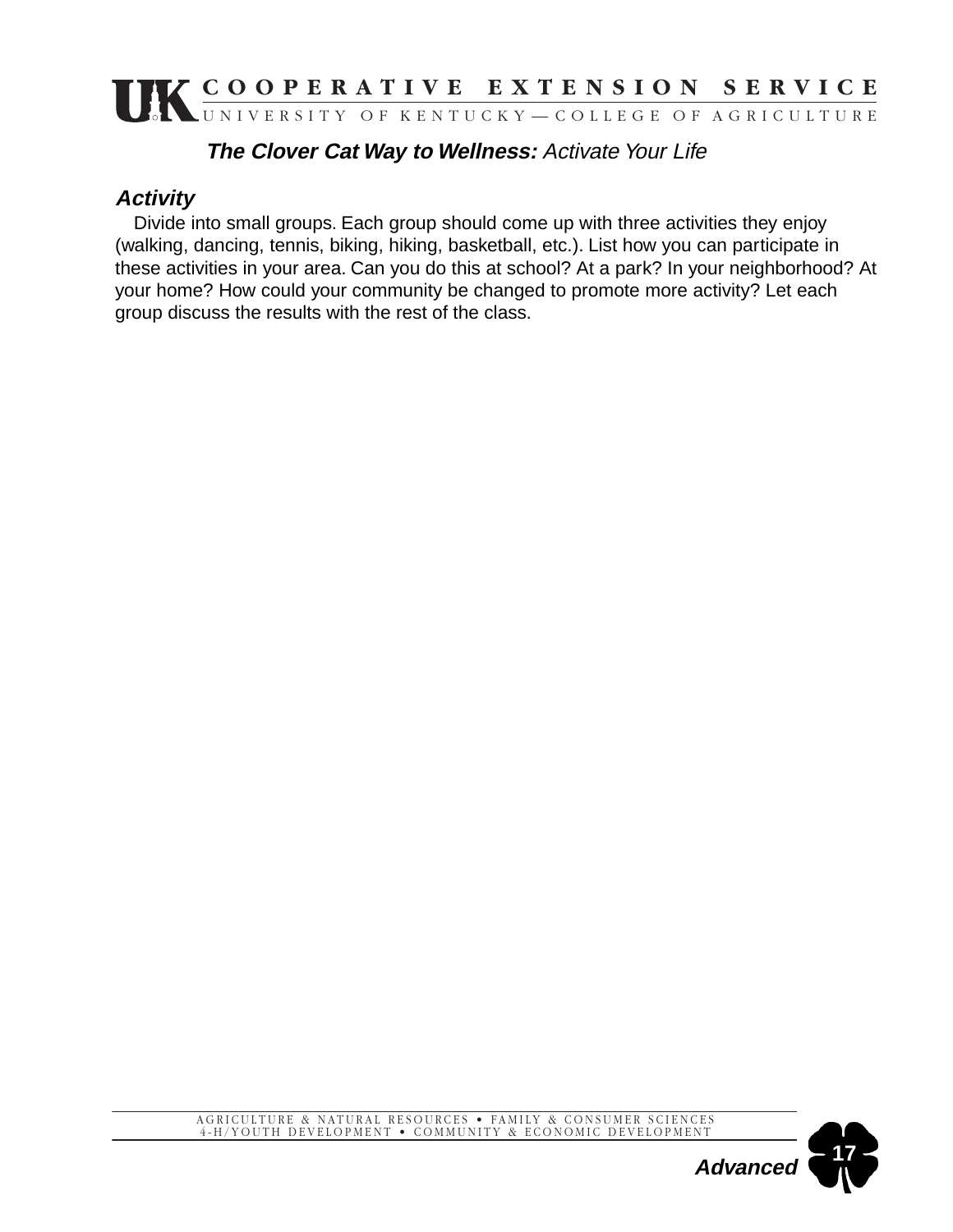**The Clover Cat Way to Wellness:** *Activate Your Life*

### *Activity*

Divide into small groups. Each group should come up with three activities they enjoy (walking, dancing, tennis, biking, hiking, basketball, etc.). List how you can participate in these activities in your area. Can you do this at school? At a park? In your neighborhood? At your home? How could your community be changed to promote more activity? Let each group discuss the results with the rest of the class.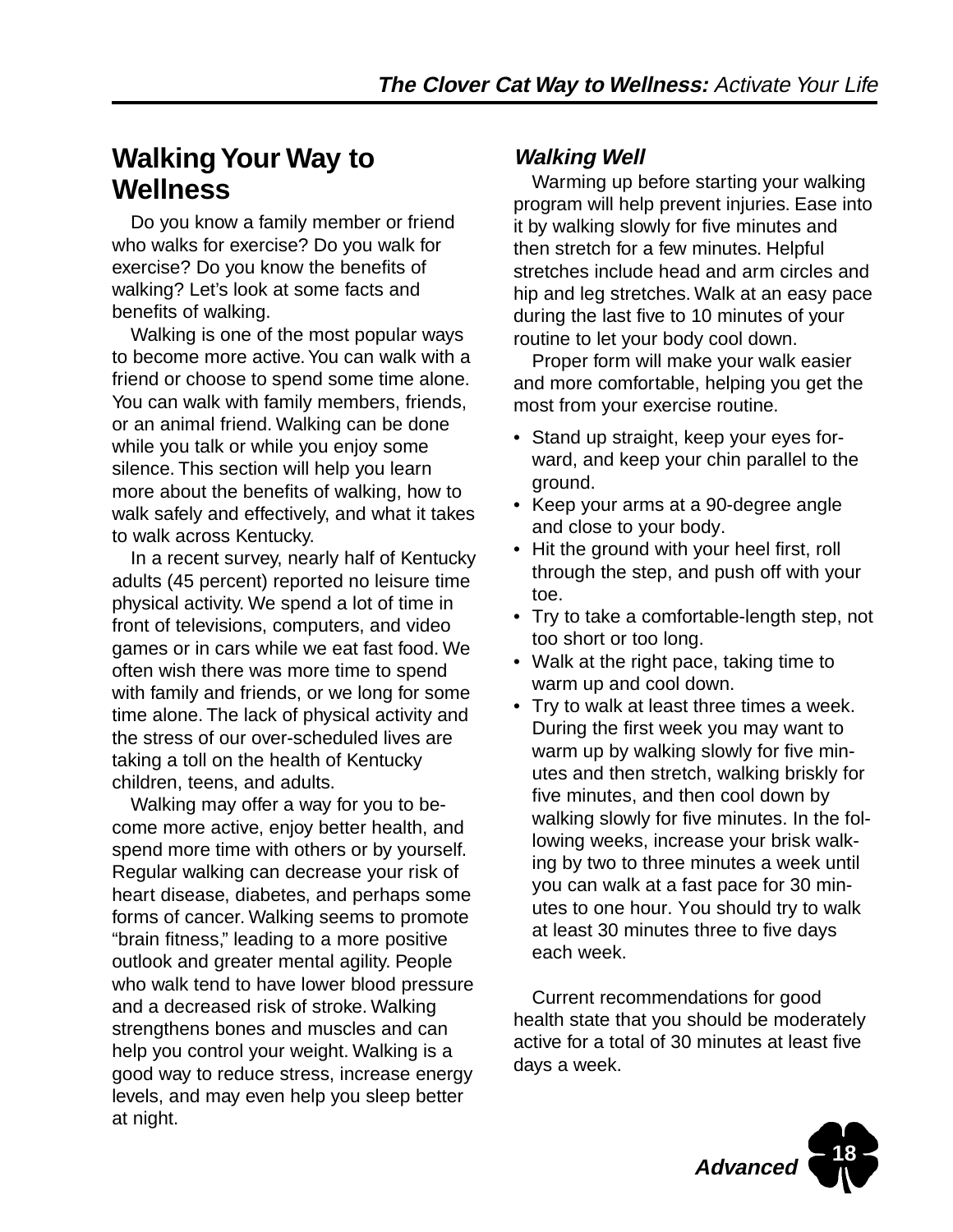## Walking Your Way to Wellness

Do you know a family member or friend who walks for exercise? Do you walk for exercise? Do you know the benefits of walking? Let's look at some facts and benefits of walking.

Walking is one of the most popular ways to become more active. You can walk with a friend or choose to spend some time alone. You can walk with family members, friends, or an animal friend. Walking can be done while you talk or while you enjoy some silence. This section will help you learn more about the benefits of walking, how to walk safely and effectively, and what it takes to walk across Kentucky.

In a recent survey, nearly half of Kentucky adults (45 percent) reported no leisure time physical activity. We spend a lot of time in front of televisions, computers, and video games or in cars while we eat fast food. We often wish there was more time to spend with family and friends, or we long for some time alone. The lack of physical activity and the stress of our over-scheduled lives are taking a toll on the health of Kentucky children, teens, and adults.

Walking may offer a way for you to become more active, enjoy better health, and spend more time with others or by yourself. Regular walking can decrease your risk of heart disease, diabetes, and perhaps some forms of cancer. Walking seems to promote "brain fitness," leading to a more positive outlook and greater mental agility. People who walk tend to have lower blood pressure and a decreased risk of stroke. Walking strengthens bones and muscles and can help you control your weight. Walking is a good way to reduce stress, increase energy levels, and may even help you sleep better at night.

### *Walking Well*

Warming up before starting your walking program will help prevent injuries. Ease into it by walking slowly for five minutes and then stretch for a few minutes. Helpful stretches include head and arm circles and hip and leg stretches. Walk at an easy pace during the last five to 10 minutes of your routine to let your body cool down.

Proper form will make your walk easier and more comfortable, helping you get the most from your exercise routine.

- Stand up straight, keep your eyes forward, and keep your chin parallel to the ground.
- Keep your arms at a 90-degree angle and close to your body.
- Hit the ground with your heel first, roll through the step, and push off with your toe.
- Try to take a comfortable-length step, not too short or too long.
- Walk at the right pace, taking time to warm up and cool down.
- Try to walk at least three times a week. During the first week you may want to warm up by walking slowly for five minutes and then stretch, walking briskly for five minutes, and then cool down by walking slowly for five minutes. In the following weeks, increase your brisk walking by two to three minutes a week until you can walk at a fast pace for 30 minutes to one hour. You should try to walk at least 30 minutes three to five days each week.

Current recommendations for good health state that you should be moderately active for a total of 30 minutes at least five days a week.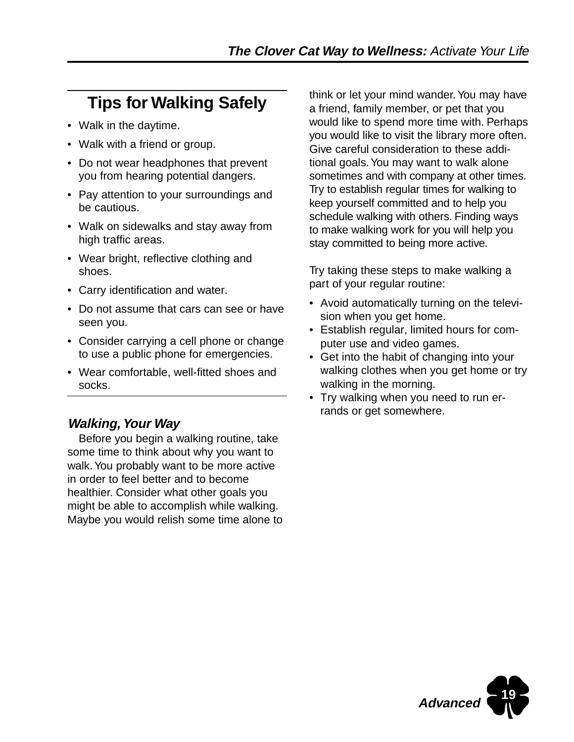## Tips for Walking Safely

- Walk in the daytime.
- Walk with a friend or group.
- Do not wear headphones that prevent you from hearing potential dangers.
- Pay attention to your surroundings and be cautious.
- Walk on sidewalks and stay away from high traffic areas.
- Wear bright, reflective clothing and shoes.
- Carry identification and water.
- Do not assume that cars can see or have seen you.
- Consider carrying a cell phone or change to use a public phone for emergencies.
- Wear comfortable, well-fitted shoes and socks.

### *Walking, Your Way*

Before you begin a walking routine, take some time to think about why you want to walk. You probably want to be more active in order to feel better and to become healthier. Consider what other goals you might be able to accomplish while walking. Maybe you would relish some time alone to think or let your mind wander. You may have a friend, family member, or pet that you would like to spend more time with. Perhaps you would like to visit the library more often. Give careful consideration to these additional goals. You may want to walk alone sometimes and with company at other times. Try to establish regular times for walking to keep yourself committed and to help you schedule walking with others. Finding ways to make walking work for you will help you stay committed to being more active.

Try taking these steps to make walking a part of your regular routine:

- Avoid automatically turning on the television when you get home.
- Establish regular, limited hours for computer use and video games.
- Get into the habit of changing into your walking clothes when you get home or try walking in the morning.
- Try walking when you need to run errands or get somewhere.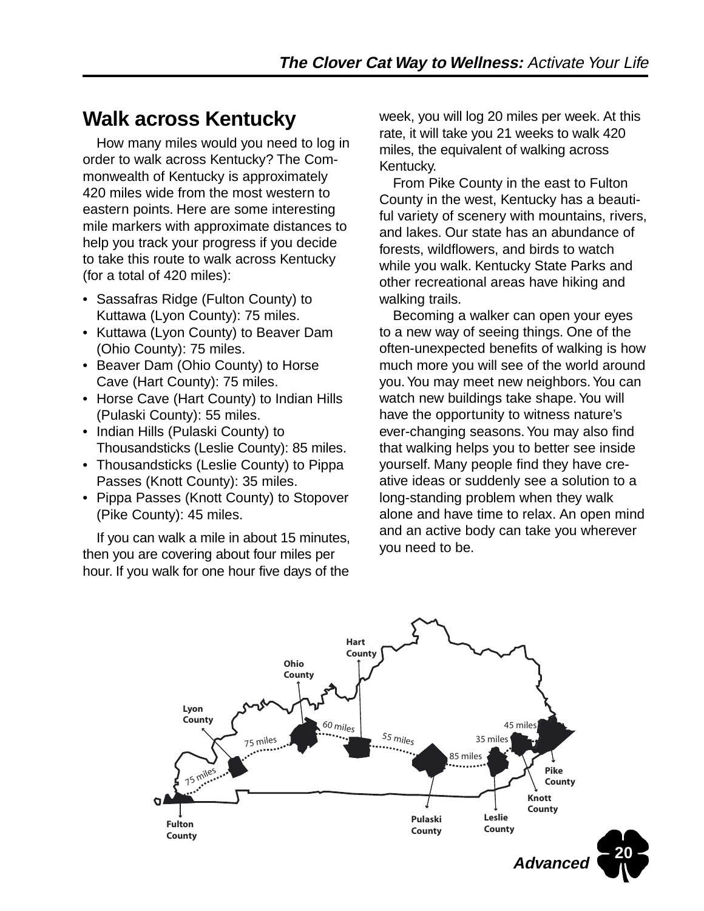## Walk across Kentucky

How many miles would you need to log in order to walk across Kentucky? The Commonwealth of Kentucky is approximately 420 miles wide from the most western to eastern points. Here are some interesting mile markers with approximate distances to help you track your progress if you decide to take this route to walk across Kentucky (for a total of 420 miles):

- Sassafras Ridge (Fulton County) to Kuttawa (Lyon County): 75 miles.
- Kuttawa (Lyon County) to Beaver Dam (Ohio County): 75 miles.
- Beaver Dam (Ohio County) to Horse Cave (Hart County): 75 miles.
- Horse Cave (Hart County) to Indian Hills (Pulaski County): 55 miles.
- Indian Hills (Pulaski County) to Thousandsticks (Leslie County): 85 miles.
- Thousandsticks (Leslie County) to Pippa Passes (Knott County): 35 miles.
- Pippa Passes (Knott County) to Stopover (Pike County): 45 miles.

If you can walk a mile in about 15 minutes, then you are covering about four miles per hour. If you walk for one hour five days of the week, you will log 20 miles per week. At this rate, it will take you 21 weeks to walk 420 miles, the equivalent of walking across Kentucky.

From Pike County in the east to Fulton County in the west, Kentucky has a beautiful variety of scenery with mountains, rivers, and lakes. Our state has an abundance of forests, wildflowers, and birds to watch while you walk. Kentucky State Parks and other recreational areas have hiking and walking trails.

Becoming a walker can open your eyes to a new way of seeing things. One of the often-unexpected benefits of walking is how much more you will see of the world around you. You may meet new neighbors. You can watch new buildings take shape. You will have the opportunity to witness nature's ever-changing seasons. You may also find that walking helps you to better see inside yourself. Many people find they have creative ideas or suddenly see a solution to a long-standing problem when they walk alone and have time to relax. An open mind and an active body can take you wherever you need to be.

Hart County, Ohio County, Lyon County, Fulton County, Pulaski County, Leslie County, Knott County, Pike County — 75 miles, 75 miles, 60 miles, 55 miles, 85 miles, 35 miles, 45 miles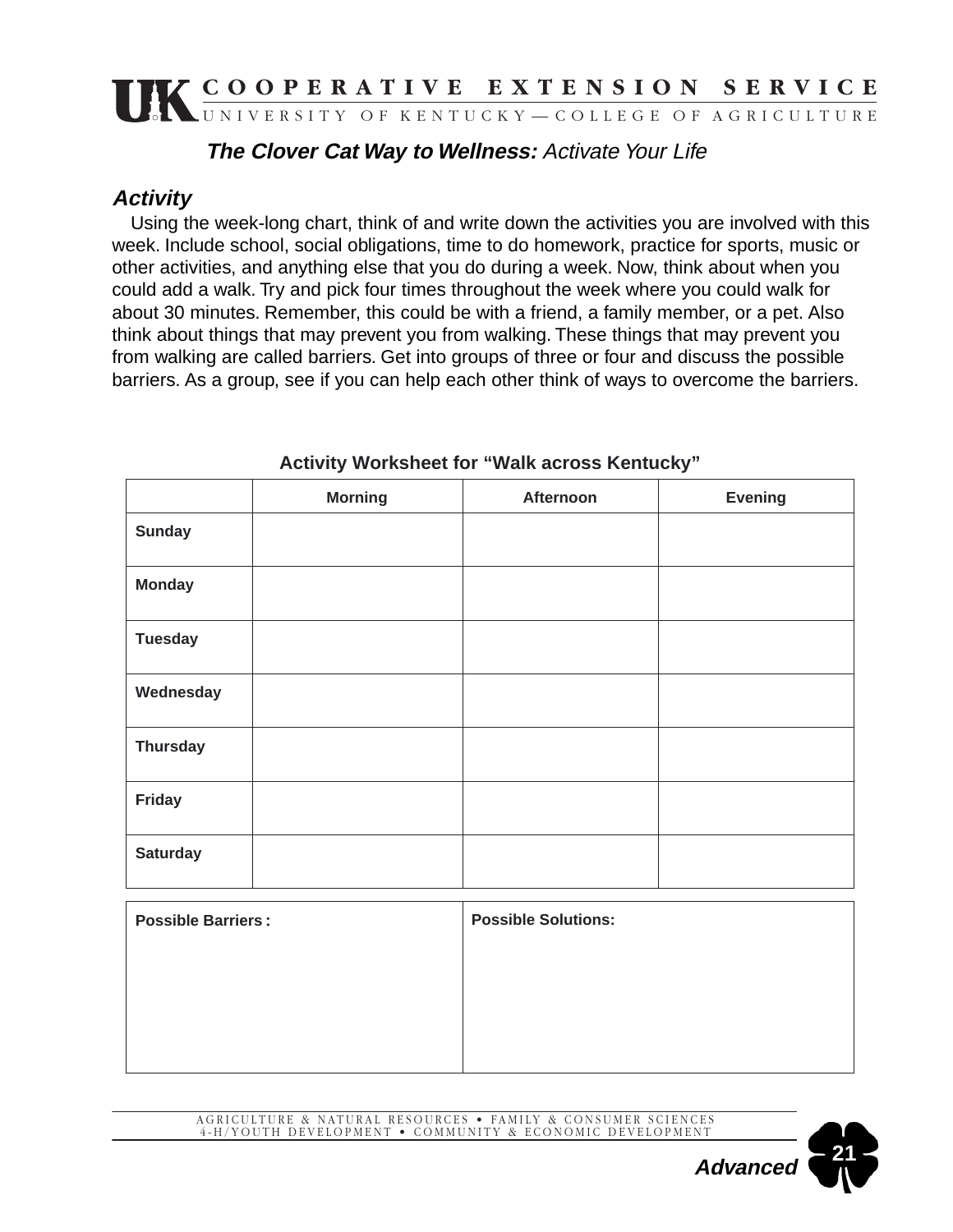# The Clover Cat Way to Wellness: *Activate Your Life*

## *Activity*

Using the week-long chart, think of and write down the activities you are involved with this week. Include school, social obligations, time to do homework, practice for sports, music or other activities, and anything else that you do during a week. Now, think about when you could add a walk. Try and pick four times throughout the week where you could walk for about 30 minutes. Remember, this could be with a friend, a family member, or a pet. Also think about things that may prevent you from walking. These things that may prevent you from walking are called barriers. Get into groups of three or four and discuss the possible barriers. As a group, see if you can help each other think of ways to overcome the barriers.

**Activity Worksheet for "Walk across Kentucky"**

| | Morning | Afternoon | Evening |
|---|---|---|---|
| **Sunday** | | | |
| **Monday** | | | |
| **Tuesday** | | | |
| **Wednesday** | | | |
| **Thursday** | | | |
| **Friday** | | | |
| **Saturday** | | | |

| Possible Barriers: | Possible Solutions: |
|---|---|
| | |

*Advanced*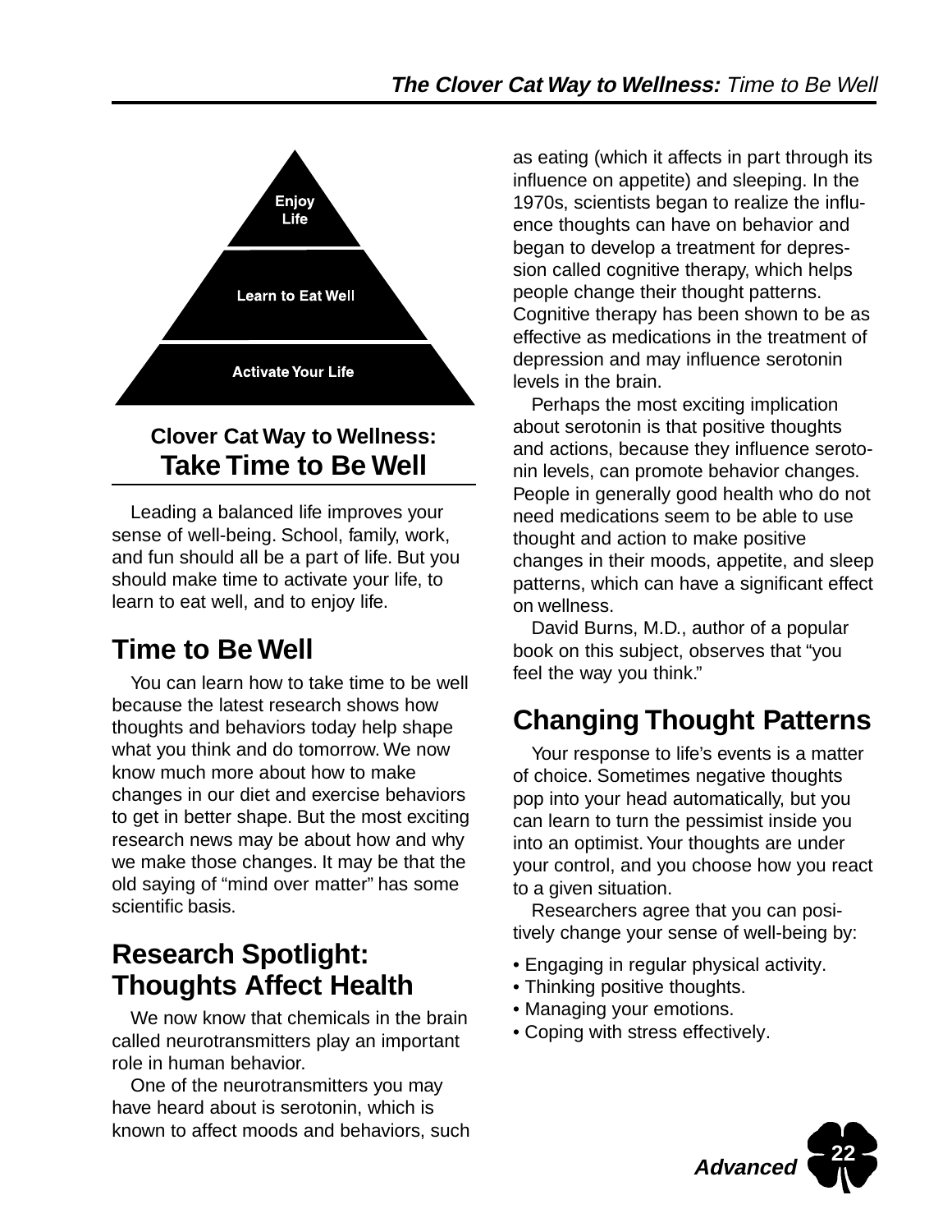Enjoy Life

Learn to Eat Well

Activate Your Life

## Clover Cat Way to Wellness: Take Time to Be Well

Leading a balanced life improves your sense of well-being. School, family, work, and fun should all be a part of life. But you should make time to activate your life, to learn to eat well, and to enjoy life.

## Time to Be Well

You can learn how to take time to be well because the latest research shows how thoughts and behaviors today help shape what you think and do tomorrow. We now know much more about how to make changes in our diet and exercise behaviors to get in better shape. But the most exciting research news may be about how and why we make those changes. It may be that the old saying of "mind over matter" has some scientific basis.

## Research Spotlight: Thoughts Affect Health

We now know that chemicals in the brain called neurotransmitters play an important role in human behavior.

One of the neurotransmitters you may have heard about is serotonin, which is known to affect moods and behaviors, such as eating (which it affects in part through its influence on appetite) and sleeping. In the 1970s, scientists began to realize the influence thoughts can have on behavior and began to develop a treatment for depression called cognitive therapy, which helps people change their thought patterns. Cognitive therapy has been shown to be as effective as medications in the treatment of depression and may influence serotonin levels in the brain.

Perhaps the most exciting implication about serotonin is that positive thoughts and actions, because they influence serotonin levels, can promote behavior changes. People in generally good health who do not need medications seem to be able to use thought and action to make positive changes in their moods, appetite, and sleep patterns, which can have a significant effect on wellness.

David Burns, M.D., author of a popular book on this subject, observes that "you feel the way you think."

## Changing Thought Patterns

Your response to life's events is a matter of choice. Sometimes negative thoughts pop into your head automatically, but you can learn to turn the pessimist inside you into an optimist. Your thoughts are under your control, and you choose how you react to a given situation.

Researchers agree that you can positively change your sense of well-being by:

- Engaging in regular physical activity.
- Thinking positive thoughts.
- Managing your emotions.
- Coping with stress effectively.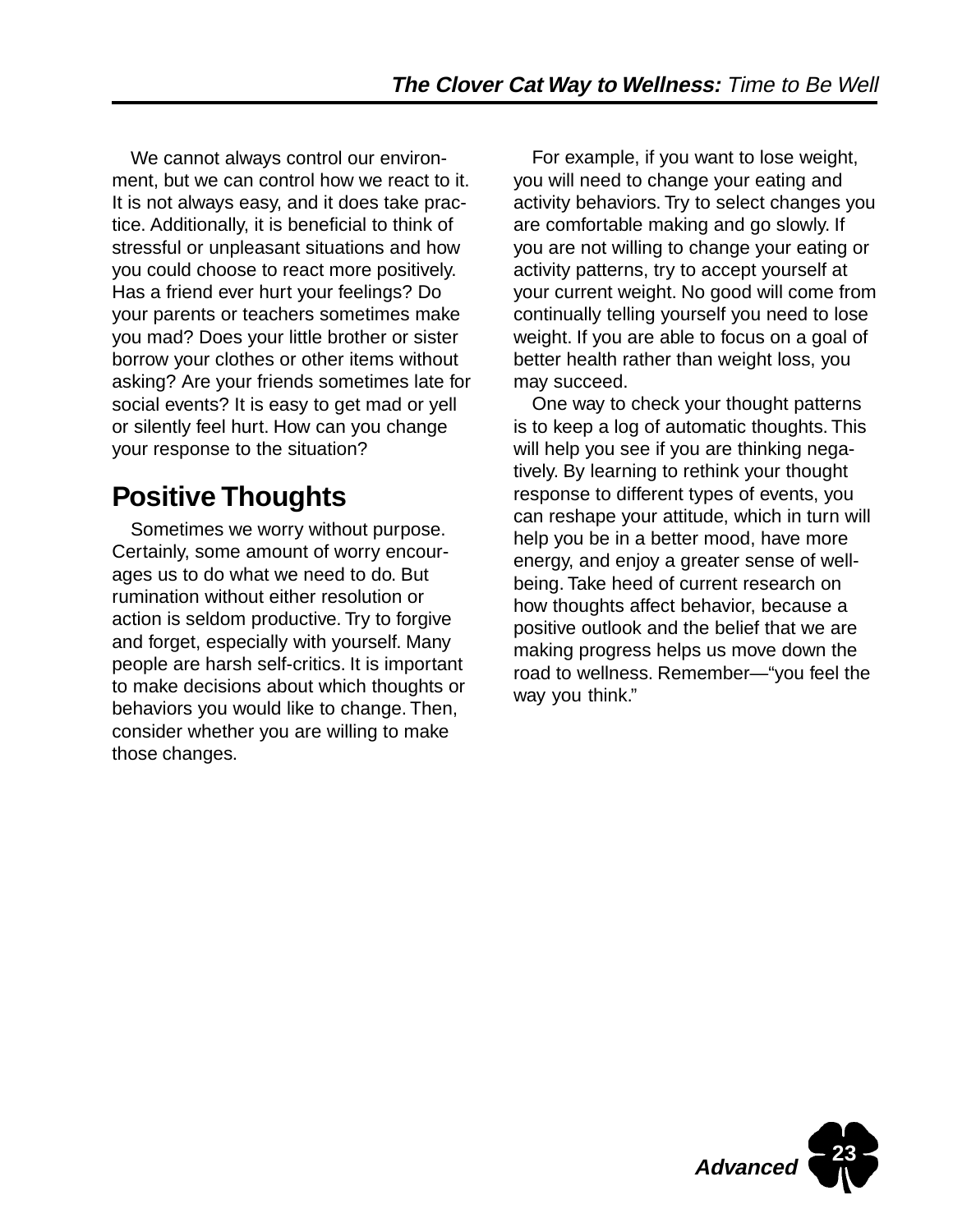We cannot always control our environment, but we can control how we react to it. It is not always easy, and it does take practice. Additionally, it is beneficial to think of stressful or unpleasant situations and how you could choose to react more positively. Has a friend ever hurt your feelings? Do your parents or teachers sometimes make you mad? Does your little brother or sister borrow your clothes or other items without asking? Are your friends sometimes late for social events? It is easy to get mad or yell or silently feel hurt. How can you change your response to the situation?

## Positive Thoughts

Sometimes we worry without purpose. Certainly, some amount of worry encourages us to do what we need to do. But rumination without either resolution or action is seldom productive. Try to forgive and forget, especially with yourself. Many people are harsh self-critics. It is important to make decisions about which thoughts or behaviors you would like to change. Then, consider whether you are willing to make those changes.

For example, if you want to lose weight, you will need to change your eating and activity behaviors. Try to select changes you are comfortable making and go slowly. If you are not willing to change your eating or activity patterns, try to accept yourself at your current weight. No good will come from continually telling yourself you need to lose weight. If you are able to focus on a goal of better health rather than weight loss, you may succeed.

One way to check your thought patterns is to keep a log of automatic thoughts. This will help you see if you are thinking negatively. By learning to rethink your thought response to different types of events, you can reshape your attitude, which in turn will help you be in a better mood, have more energy, and enjoy a greater sense of well-being. Take heed of current research on how thoughts affect behavior, because a positive outlook and the belief that we are making progress helps us move down the road to wellness. Remember—"you feel the way you think."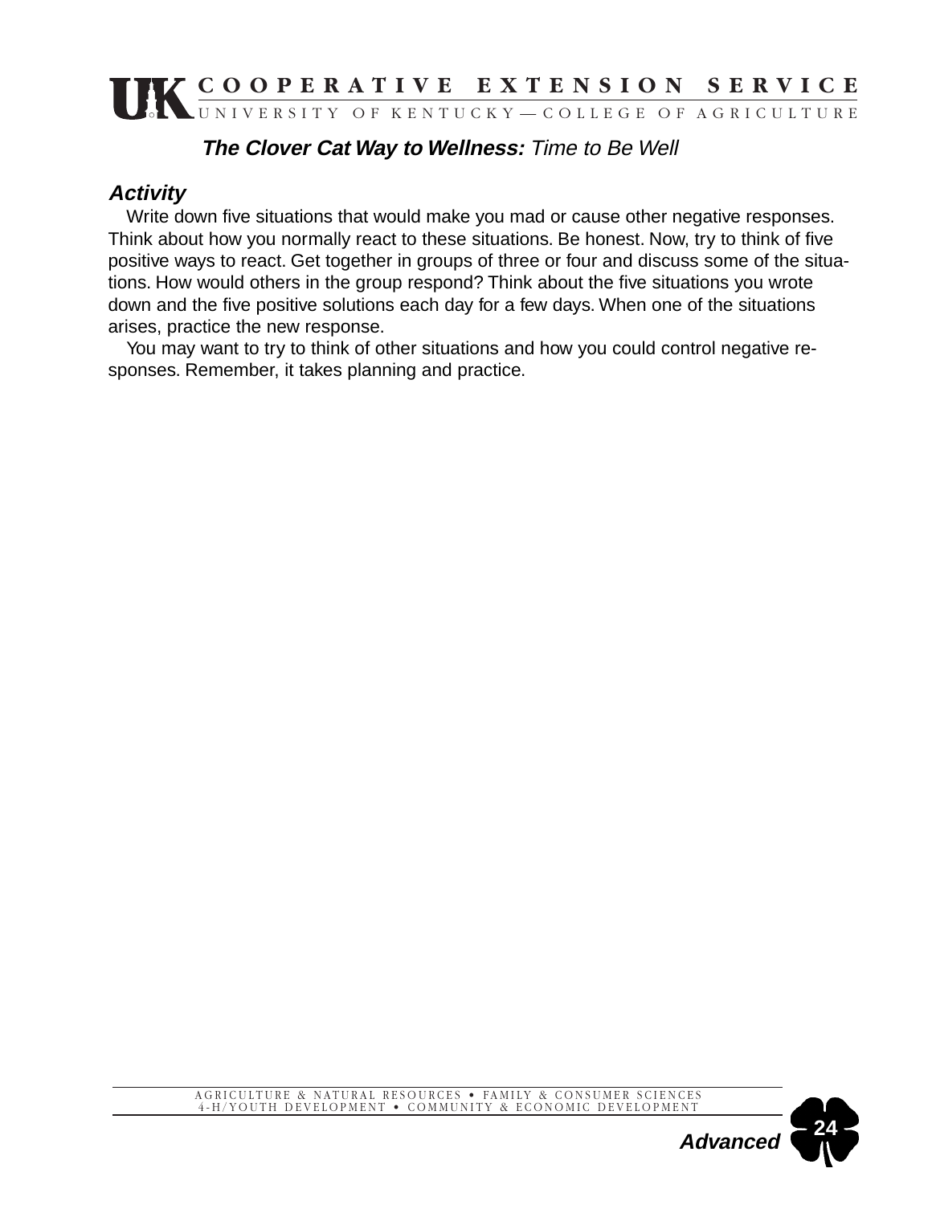**The Clover Cat Way to Wellness:** *Time to Be Well*

### *Activity*

Write down five situations that would make you mad or cause other negative responses. Think about how you normally react to these situations. Be honest. Now, try to think of five positive ways to react. Get together in groups of three or four and discuss some of the situations. How would others in the group respond? Think about the five situations you wrote down and the five positive solutions each day for a few days. When one of the situations arises, practice the new response.

You may want to try to think of other situations and how you could control negative responses. Remember, it takes planning and practice.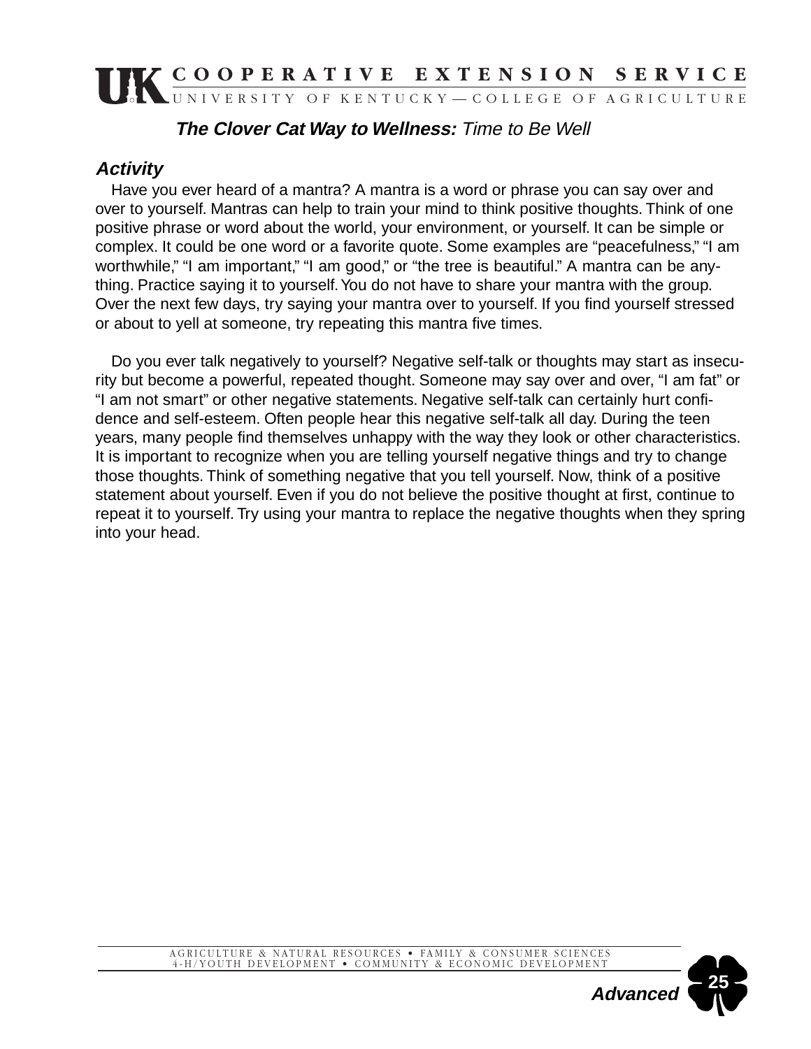**The Clover Cat Way to Wellness:** *Time to Be Well*

### *Activity*

Have you ever heard of a mantra? A mantra is a word or phrase you can say over and over to yourself. Mantras can help to train your mind to think positive thoughts. Think of one positive phrase or word about the world, your environment, or yourself. It can be simple or complex. It could be one word or a favorite quote. Some examples are "peacefulness," "I am worthwhile," "I am important," "I am good," or "the tree is beautiful." A mantra can be anything. Practice saying it to yourself. You do not have to share your mantra with the group. Over the next few days, try saying your mantra over to yourself. If you find yourself stressed or about to yell at someone, try repeating this mantra five times.

Do you ever talk negatively to yourself? Negative self-talk or thoughts may start as insecurity but become a powerful, repeated thought. Someone may say over and over, "I am fat" or "I am not smart" or other negative statements. Negative self-talk can certainly hurt confidence and self-esteem. Often people hear this negative self-talk all day. During the teen years, many people find themselves unhappy with the way they look or other characteristics. It is important to recognize when you are telling yourself negative things and try to change those thoughts. Think of something negative that you tell yourself. Now, think of a positive statement about yourself. Even if you do not believe the positive thought at first, continue to repeat it to yourself. Try using your mantra to replace the negative thoughts when they spring into your head.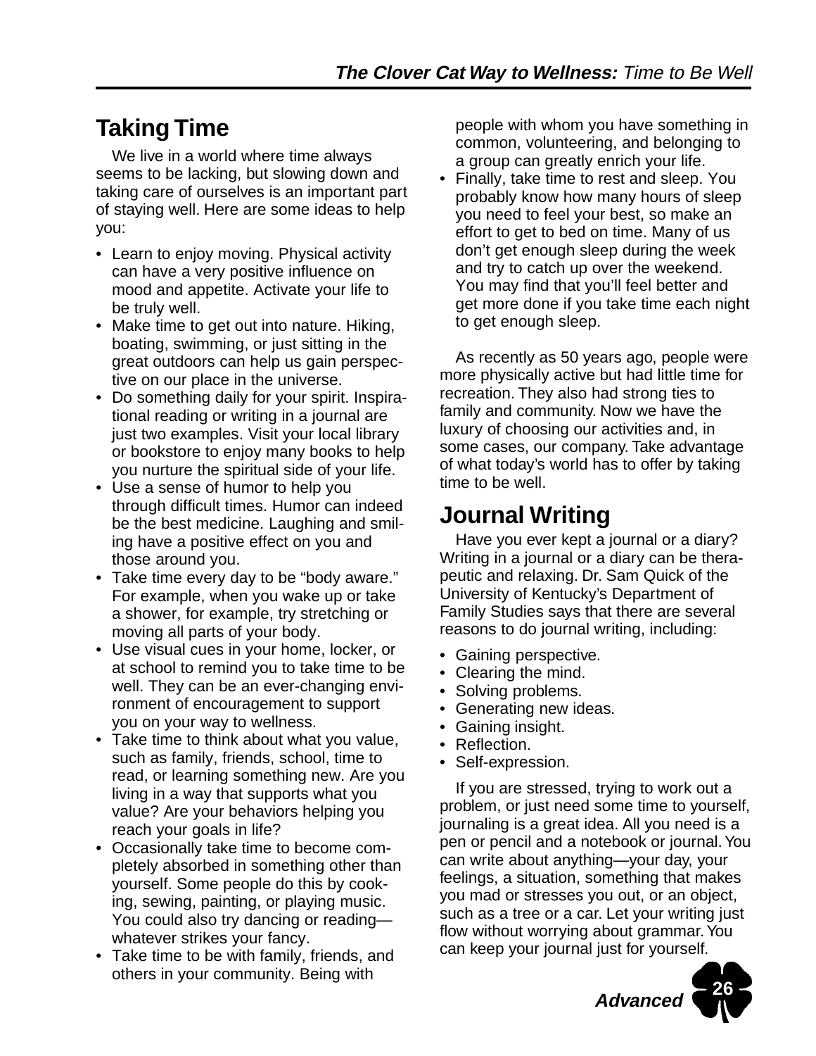## Taking Time

We live in a world where time always seems to be lacking, but slowing down and taking care of ourselves is an important part of staying well. Here are some ideas to help you:

- Learn to enjoy moving. Physical activity can have a very positive influence on mood and appetite. Activate your life to be truly well.
- Make time to get out into nature. Hiking, boating, swimming, or just sitting in the great outdoors can help us gain perspective on our place in the universe.
- Do something daily for your spirit. Inspirational reading or writing in a journal are just two examples. Visit your local library or bookstore to enjoy many books to help you nurture the spiritual side of your life.
- Use a sense of humor to help you through difficult times. Humor can indeed be the best medicine. Laughing and smiling have a positive effect on you and those around you.
- Take time every day to be "body aware." For example, when you wake up or take a shower, for example, try stretching or moving all parts of your body.
- Use visual cues in your home, locker, or at school to remind you to take time to be well. They can be an ever-changing environment of encouragement to support you on your way to wellness.
- Take time to think about what you value, such as family, friends, school, time to read, or learning something new. Are you living in a way that supports what you value? Are your behaviors helping you reach your goals in life?
- Occasionally take time to become completely absorbed in something other than yourself. Some people do this by cooking, sewing, painting, or playing music. You could also try dancing or reading—whatever strikes your fancy.
- Take time to be with family, friends, and others in your community. Being with people with whom you have something in common, volunteering, and belonging to a group can greatly enrich your life.
- Finally, take time to rest and sleep. You probably know how many hours of sleep you need to feel your best, so make an effort to get to bed on time. Many of us don't get enough sleep during the week and try to catch up over the weekend. You may find that you'll feel better and get more done if you take time each night to get enough sleep.

As recently as 50 years ago, people were more physically active but had little time for recreation. They also had strong ties to family and community. Now we have the luxury of choosing our activities and, in some cases, our company. Take advantage of what today's world has to offer by taking time to be well.

## Journal Writing

Have you ever kept a journal or a diary? Writing in a journal or a diary can be therapeutic and relaxing. Dr. Sam Quick of the University of Kentucky's Department of Family Studies says that there are several reasons to do journal writing, including:

- Gaining perspective.
- Clearing the mind.
- Solving problems.
- Generating new ideas.
- Gaining insight.
- Reflection.
- Self-expression.

If you are stressed, trying to work out a problem, or just need some time to yourself, journaling is a great idea. All you need is a pen or pencil and a notebook or journal. You can write about anything—your day, your feelings, a situation, something that makes you mad or stresses you out, or an object, such as a tree or a car. Let your writing just flow without worrying about grammar. You can keep your journal just for yourself.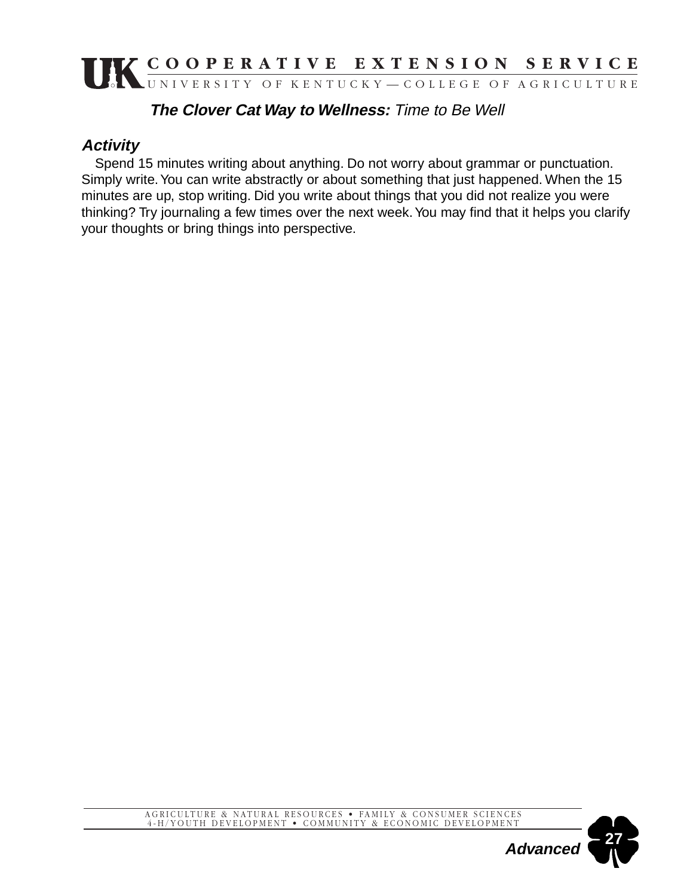**The Clover Cat Way to Wellness:** *Time to Be Well*

### *Activity*

Spend 15 minutes writing about anything. Do not worry about grammar or punctuation. Simply write. You can write abstractly or about something that just happened. When the 15 minutes are up, stop writing. Did you write about things that you did not realize you were thinking? Try journaling a few times over the next week. You may find that it helps you clarify your thoughts or bring things into perspective.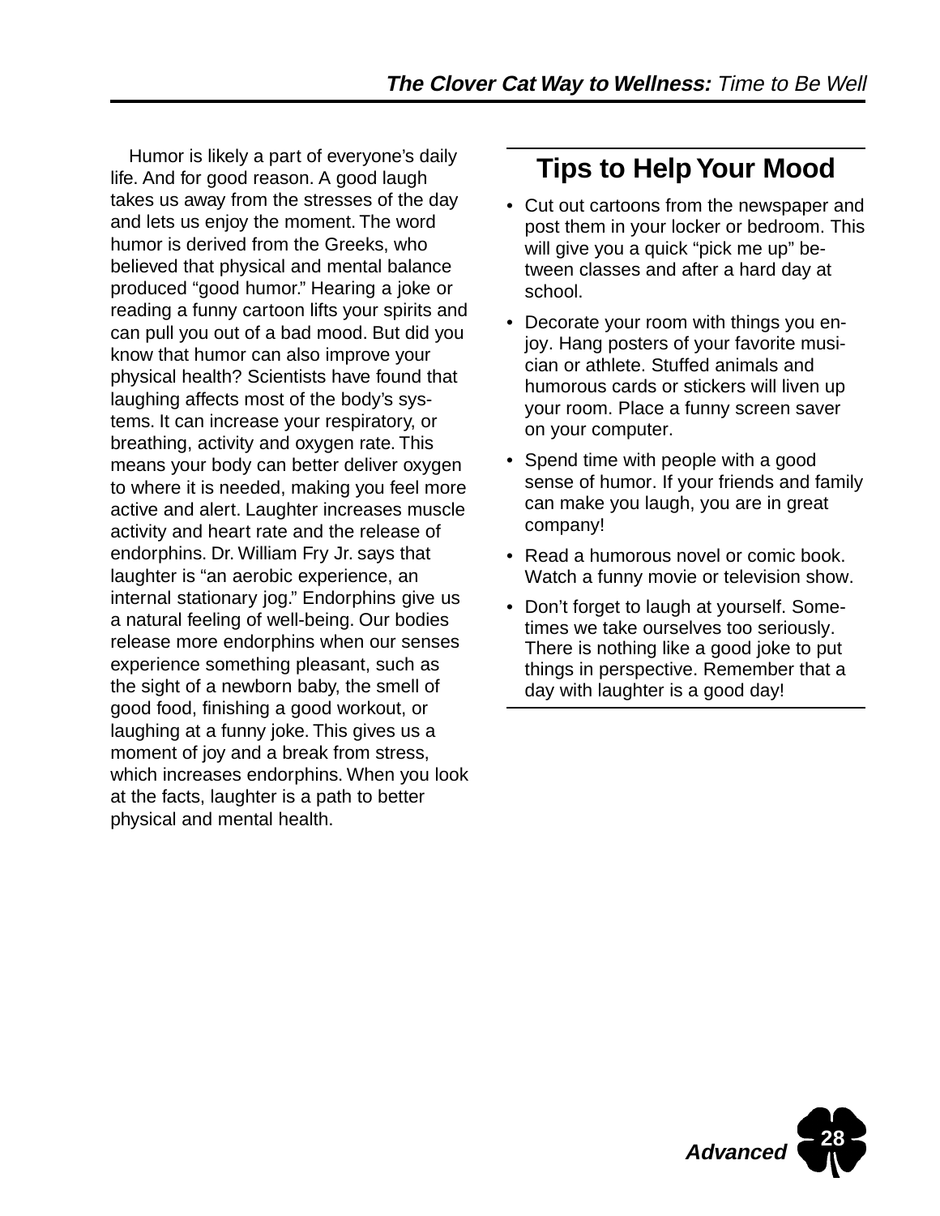Humor is likely a part of everyone's daily life. And for good reason. A good laugh takes us away from the stresses of the day and lets us enjoy the moment. The word humor is derived from the Greeks, who believed that physical and mental balance produced "good humor." Hearing a joke or reading a funny cartoon lifts your spirits and can pull you out of a bad mood. But did you know that humor can also improve your physical health? Scientists have found that laughing affects most of the body's systems. It can increase your respiratory, or breathing, activity and oxygen rate. This means your body can better deliver oxygen to where it is needed, making you feel more active and alert. Laughter increases muscle activity and heart rate and the release of endorphins. Dr. William Fry Jr. says that laughter is "an aerobic experience, an internal stationary jog." Endorphins give us a natural feeling of well-being. Our bodies release more endorphins when our senses experience something pleasant, such as the sight of a newborn baby, the smell of good food, finishing a good workout, or laughing at a funny joke. This gives us a moment of joy and a break from stress, which increases endorphins. When you look at the facts, laughter is a path to better physical and mental health.

## Tips to Help Your Mood

- Cut out cartoons from the newspaper and post them in your locker or bedroom. This will give you a quick "pick me up" between classes and after a hard day at school.
- Decorate your room with things you enjoy. Hang posters of your favorite musician or athlete. Stuffed animals and humorous cards or stickers will liven up your room. Place a funny screen saver on your computer.
- Spend time with people with a good sense of humor. If your friends and family can make you laugh, you are in great company!
- Read a humorous novel or comic book. Watch a funny movie or television show.
- Don't forget to laugh at yourself. Sometimes we take ourselves too seriously. There is nothing like a good joke to put things in perspective. Remember that a day with laughter is a good day!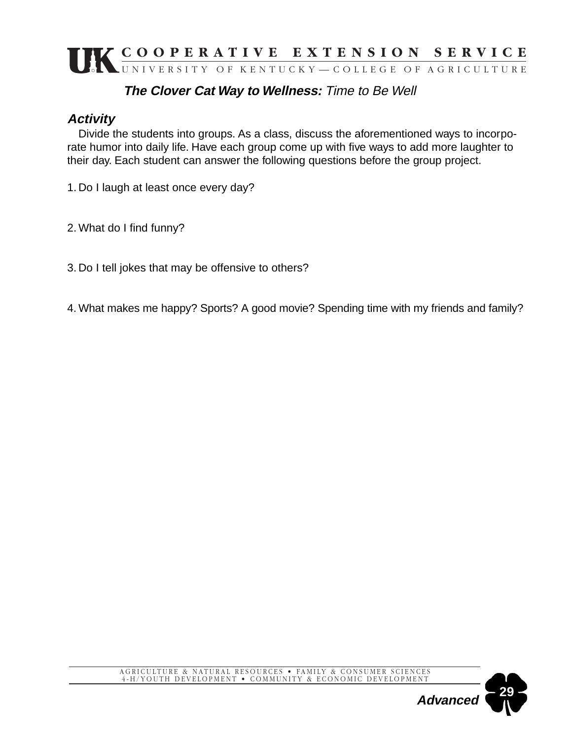**The Clover Cat Way to Wellness:** *Time to Be Well*

### *Activity*

Divide the students into groups. As a class, discuss the aforementioned ways to incorporate humor into daily life. Have each group come up with five ways to add more laughter to their day. Each student can answer the following questions before the group project.

1. Do I laugh at least once every day?

2. What do I find funny?

3. Do I tell jokes that may be offensive to others?

4. What makes me happy? Sports? A good movie? Spending time with my friends and family?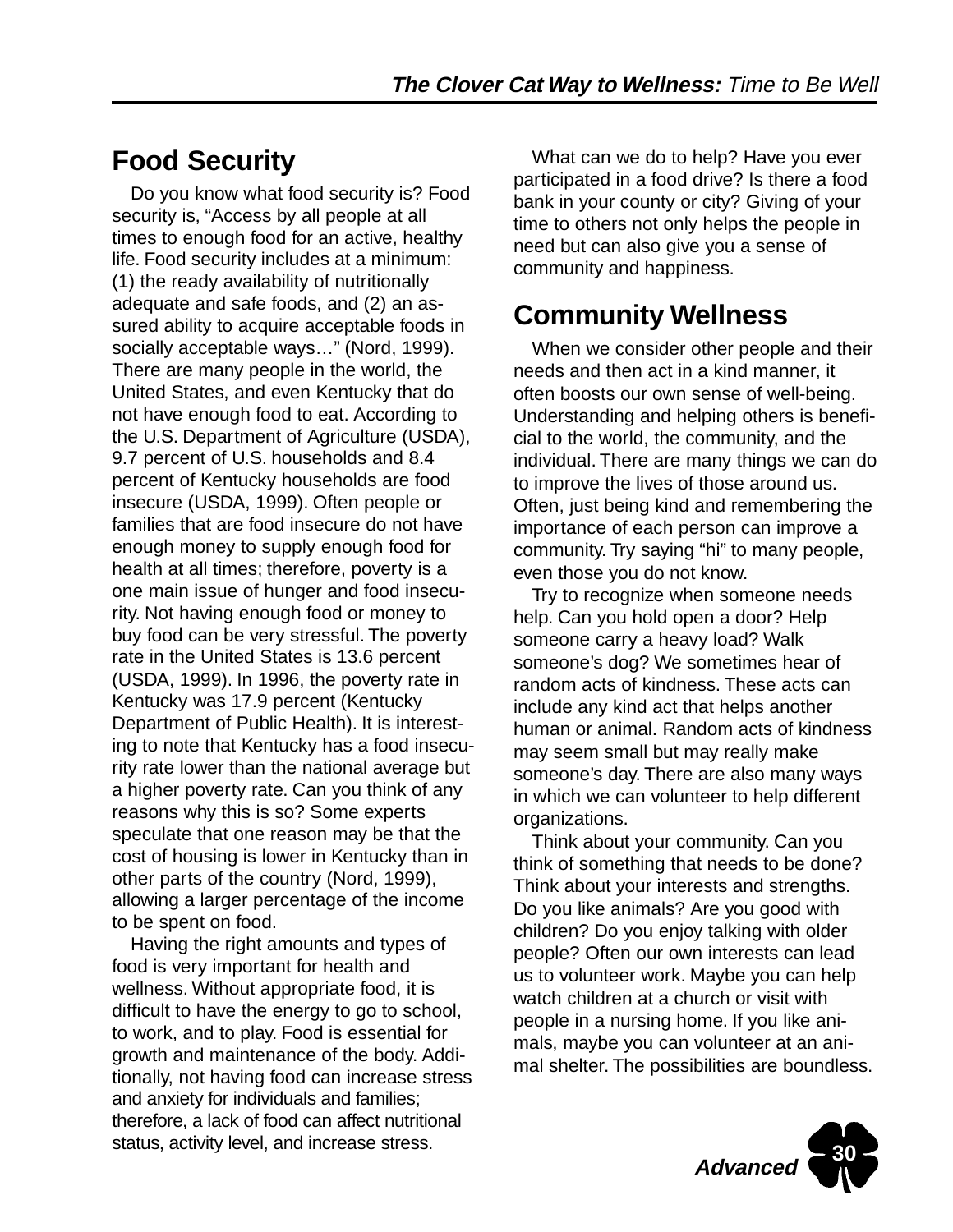## Food Security

Do you know what food security is? Food security is, "Access by all people at all times to enough food for an active, healthy life. Food security includes at a minimum: (1) the ready availability of nutritionally adequate and safe foods, and (2) an assured ability to acquire acceptable foods in socially acceptable ways…" (Nord, 1999). There are many people in the world, the United States, and even Kentucky that do not have enough food to eat. According to the U.S. Department of Agriculture (USDA), 9.7 percent of U.S. households and 8.4 percent of Kentucky households are food insecure (USDA, 1999). Often people or families that are food insecure do not have enough money to supply enough food for health at all times; therefore, poverty is a one main issue of hunger and food insecurity. Not having enough food or money to buy food can be very stressful. The poverty rate in the United States is 13.6 percent (USDA, 1999). In 1996, the poverty rate in Kentucky was 17.9 percent (Kentucky Department of Public Health). It is interesting to note that Kentucky has a food insecurity rate lower than the national average but a higher poverty rate. Can you think of any reasons why this is so? Some experts speculate that one reason may be that the cost of housing is lower in Kentucky than in other parts of the country (Nord, 1999), allowing a larger percentage of the income to be spent on food.

Having the right amounts and types of food is very important for health and wellness. Without appropriate food, it is difficult to have the energy to go to school, to work, and to play. Food is essential for growth and maintenance of the body. Additionally, not having food can increase stress and anxiety for individuals and families; therefore, a lack of food can affect nutritional status, activity level, and increase stress.

What can we do to help? Have you ever participated in a food drive? Is there a food bank in your county or city? Giving of your time to others not only helps the people in need but can also give you a sense of community and happiness.

## Community Wellness

When we consider other people and their needs and then act in a kind manner, it often boosts our own sense of well-being. Understanding and helping others is beneficial to the world, the community, and the individual. There are many things we can do to improve the lives of those around us. Often, just being kind and remembering the importance of each person can improve a community. Try saying "hi" to many people, even those you do not know.

Try to recognize when someone needs help. Can you hold open a door? Help someone carry a heavy load? Walk someone's dog? We sometimes hear of random acts of kindness. These acts can include any kind act that helps another human or animal. Random acts of kindness may seem small but may really make someone's day. There are also many ways in which we can volunteer to help different organizations.

Think about your community. Can you think of something that needs to be done? Think about your interests and strengths. Do you like animals? Are you good with children? Do you enjoy talking with older people? Often our own interests can lead us to volunteer work. Maybe you can help watch children at a church or visit with people in a nursing home. If you like animals, maybe you can volunteer at an animal shelter. The possibilities are boundless.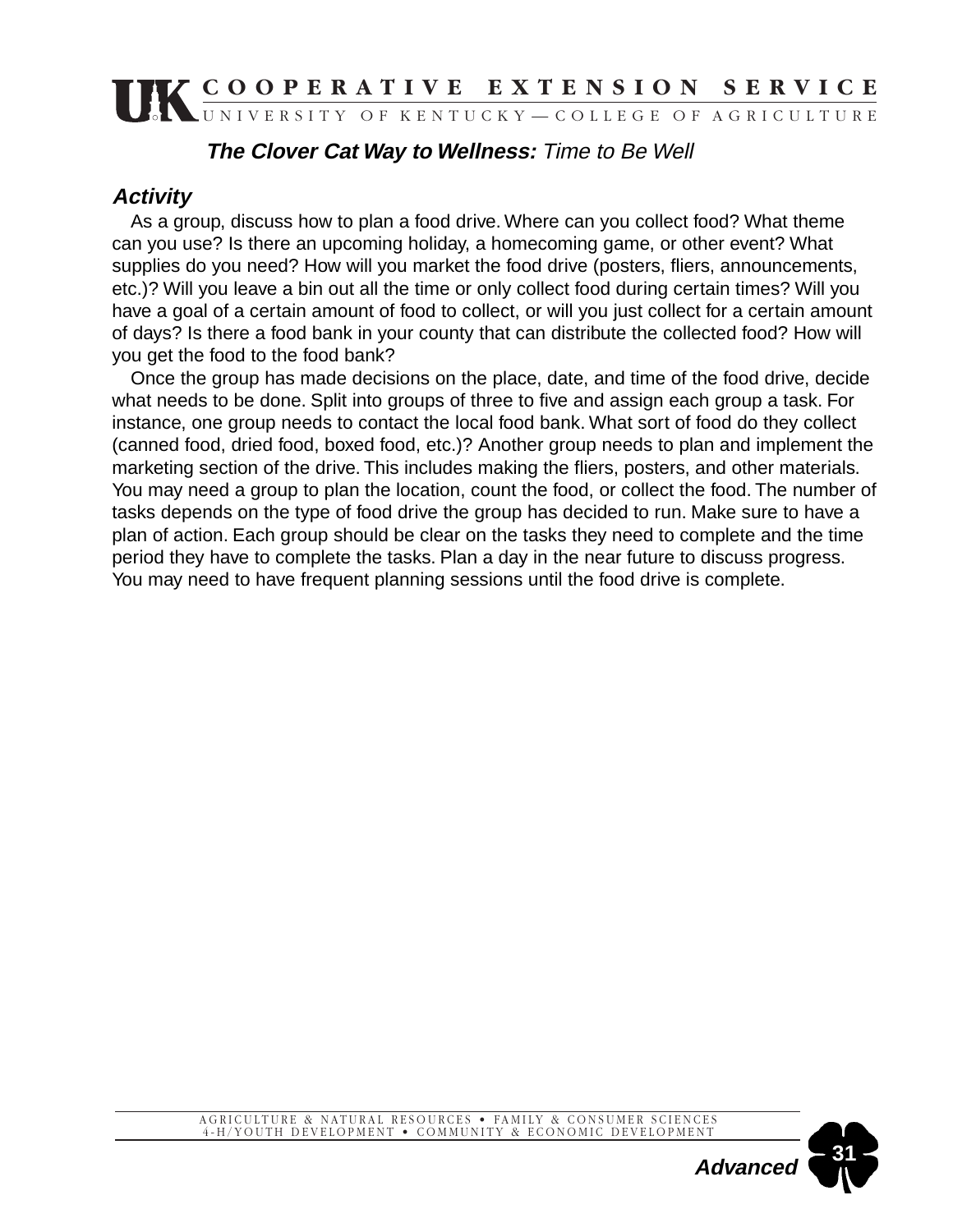**The Clover Cat Way to Wellness:** *Time to Be Well*

### *Activity*

As a group, discuss how to plan a food drive. Where can you collect food? What theme can you use? Is there an upcoming holiday, a homecoming game, or other event? What supplies do you need? How will you market the food drive (posters, fliers, announcements, etc.)? Will you leave a bin out all the time or only collect food during certain times? Will you have a goal of a certain amount of food to collect, or will you just collect for a certain amount of days? Is there a food bank in your county that can distribute the collected food? How will you get the food to the food bank?

Once the group has made decisions on the place, date, and time of the food drive, decide what needs to be done. Split into groups of three to five and assign each group a task. For instance, one group needs to contact the local food bank. What sort of food do they collect (canned food, dried food, boxed food, etc.)? Another group needs to plan and implement the marketing section of the drive. This includes making the fliers, posters, and other materials. You may need a group to plan the location, count the food, or collect the food. The number of tasks depends on the type of food drive the group has decided to run. Make sure to have a plan of action. Each group should be clear on the tasks they need to complete and the time period they have to complete the tasks. Plan a day in the near future to discuss progress. You may need to have frequent planning sessions until the food drive is complete.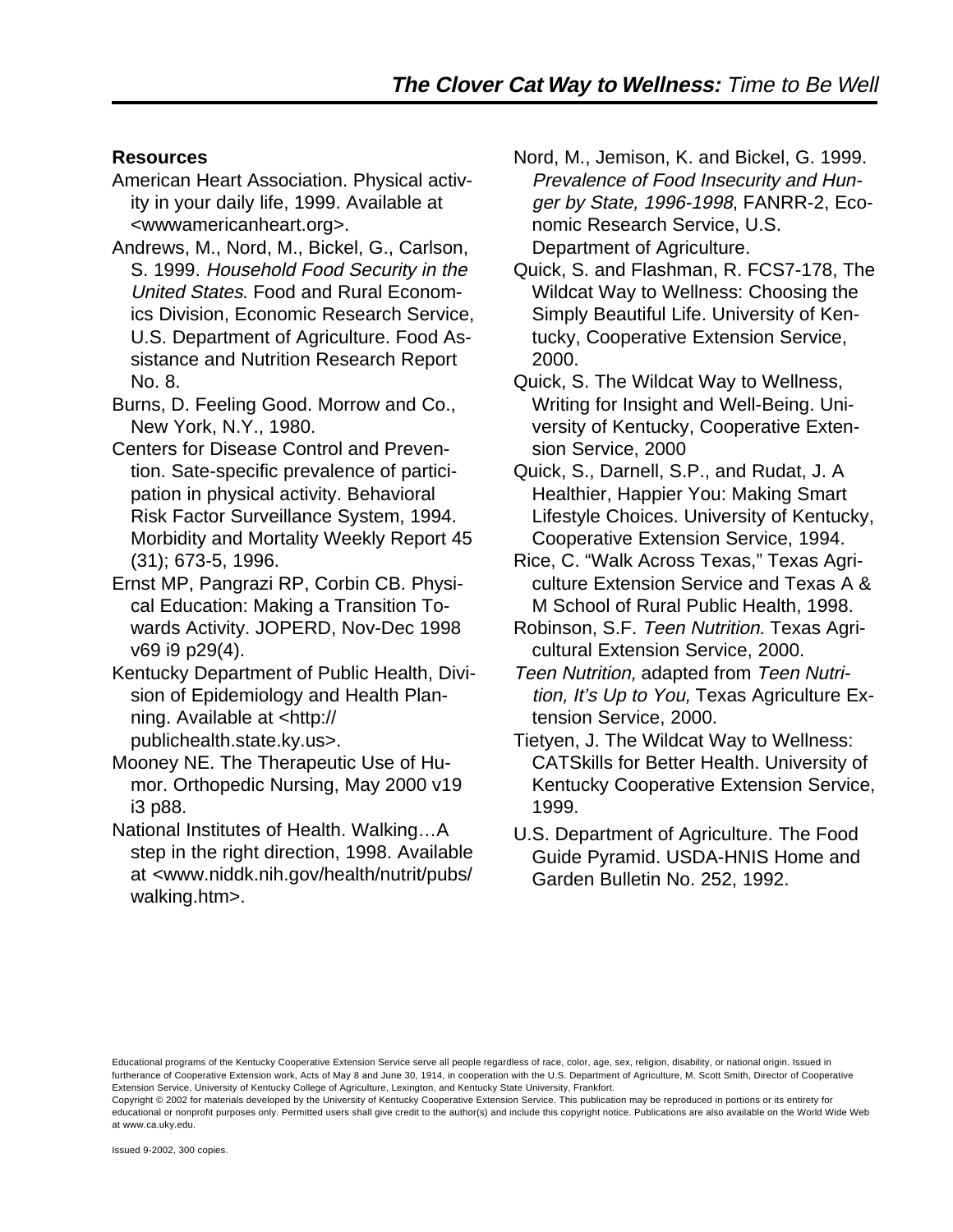### Resources

American Heart Association. Physical activity in your daily life, 1999. Available at <wwwamericanheart.org>.

Andrews, M., Nord, M., Bickel, G., Carlson, S. 1999. *Household Food Security in the United States*. Food and Rural Economics Division, Economic Research Service, U.S. Department of Agriculture. Food Assistance and Nutrition Research Report No. 8.

Burns, D. Feeling Good. Morrow and Co., New York, N.Y., 1980.

Centers for Disease Control and Prevention. Sate-specific prevalence of participation in physical activity. Behavioral Risk Factor Surveillance System, 1994. Morbidity and Mortality Weekly Report 45 (31); 673-5, 1996.

Ernst MP, Pangrazi RP, Corbin CB. Physical Education: Making a Transition Towards Activity. JOPERD, Nov-Dec 1998 v69 i9 p29(4).

Kentucky Department of Public Health, Division of Epidemiology and Health Planning. Available at <http://publichealth.state.ky.us>.

Mooney NE. The Therapeutic Use of Humor. Orthopedic Nursing, May 2000 v19 i3 p88.

National Institutes of Health. Walking…A step in the right direction, 1998. Available at <www.niddk.nih.gov/health/nutrit/pubs/walking.htm>.

Nord, M., Jemison, K. and Bickel, G. 1999. *Prevalence of Food Insecurity and Hunger by State, 1996-1998*, FANRR-2, Economic Research Service, U.S. Department of Agriculture.

Quick, S. and Flashman, R. FCS7-178, The Wildcat Way to Wellness: Choosing the Simply Beautiful Life. University of Kentucky, Cooperative Extension Service, 2000.

Quick, S. The Wildcat Way to Wellness, Writing for Insight and Well-Being. University of Kentucky, Cooperative Extension Service, 2000

Quick, S., Darnell, S.P., and Rudat, J. A Healthier, Happier You: Making Smart Lifestyle Choices. University of Kentucky, Cooperative Extension Service, 1994.

Rice, C. "Walk Across Texas," Texas Agriculture Extension Service and Texas A & M School of Rural Public Health, 1998.

Robinson, S.F. *Teen Nutrition*. Texas Agricultural Extension Service, 2000.

*Teen Nutrition,* adapted from *Teen Nutrition, It's Up to You,* Texas Agriculture Extension Service, 2000.

Tietyen, J. The Wildcat Way to Wellness: CATSkills for Better Health. University of Kentucky Cooperative Extension Service, 1999.

U.S. Department of Agriculture. The Food Guide Pyramid. USDA-HNIS Home and Garden Bulletin No. 252, 1992.

Educational programs of the Kentucky Cooperative Extension Service serve all people regardless of race, color, age, sex, religion, disability, or national origin. Issued in furtherance of Cooperative Extension work, Acts of May 8 and June 30, 1914, in cooperation with the U.S. Department of Agriculture, M. Scott Smith, Director of Cooperative Extension Service, University of Kentucky College of Agriculture, Lexington, and Kentucky State University, Frankfort.
Copyright © 2002 for materials developed by the University of Kentucky Cooperative Extension Service. This publication may be reproduced in portions or its entirety for educational or nonprofit purposes only. Permitted users shall give credit to the author(s) and include this copyright notice. Publications are also available on the World Wide Web at www.ca.uky.edu.

Issued 9-2002, 300 copies.